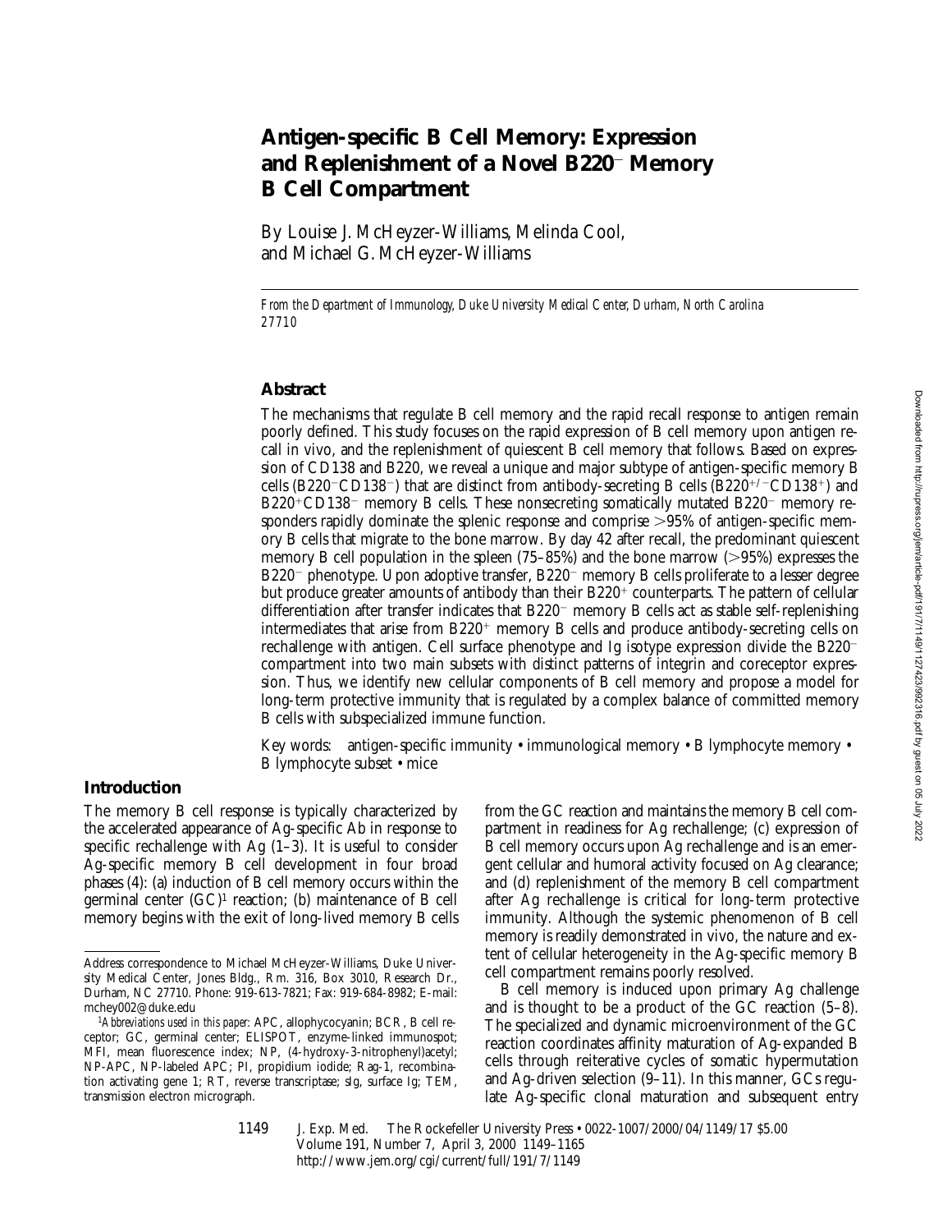# Antigen-specific B Cell Memory: Expression and Replenishment of a Novel B220$^-$ Memory B Cell Compartment

By Louise J. McHeyzer-Williams, Melinda Cool, and Michael G. McHeyzer-Williams

*From the Department of Immunology, Duke University Medical Center, Durham, North Carolina 27710*

## Abstract

The mechanisms that regulate B cell memory and the rapid recall response to antigen remain poorly defined. This study focuses on the rapid expression of B cell memory upon antigen recall in vivo, and the replenishment of quiescent B cell memory that follows. Based on expression of CD138 and B220, we reveal a unique and major subtype of antigen-specific memory B cells (B220$^-$CD138$^-$) that are distinct from antibody-secreting B cells (B220$^{+/-}$CD138$^+$) and B220$^+$CD138$^-$ memory B cells. These nonsecreting somatically mutated B220$^-$ memory responders rapidly dominate the splenic response and comprise >95% of antigen-specific memory B cells that migrate to the bone marrow. By day 42 after recall, the predominant quiescent memory B cell population in the spleen (75–85%) and the bone marrow (>95%) expresses the B220$^-$ phenotype. Upon adoptive transfer, B220$^-$ memory B cells proliferate to a lesser degree but produce greater amounts of antibody than their B220$^+$ counterparts. The pattern of cellular differentiation after transfer indicates that B220$^-$ memory B cells act as stable self-replenishing intermediates that arise from B220$^+$ memory B cells and produce antibody-secreting cells on rechallenge with antigen. Cell surface phenotype and Ig isotype expression divide the B220$^-$ compartment into two main subsets with distinct patterns of integrin and coreceptor expression. Thus, we identify new cellular components of B cell memory and propose a model for long-term protective immunity that is regulated by a complex balance of committed memory B cells with subspecialized immune function.

Key words: antigen-specific immunity • immunological memory • B lymphocyte memory • B lymphocyte subset • mice

## Introduction

The memory B cell response is typically characterized by the accelerated appearance of Ag-specific Ab in response to specific rechallenge with Ag (1–3). It is useful to consider Ag-specific memory B cell development in four broad phases (4): (a) induction of B cell memory occurs within the germinal center (GC)[1] reaction; (b) maintenance of B cell memory begins with the exit of long-lived memory B cells from the GC reaction and maintains the memory B cell compartment in readiness for Ag rechallenge; (c) expression of B cell memory occurs upon Ag rechallenge and is an emergent cellular and humoral activity focused on Ag clearance; and (d) replenishment of the memory B cell compartment after Ag rechallenge is critical for long-term protective immunity. Although the systemic phenomenon of B cell memory is readily demonstrated in vivo, the nature and extent of cellular heterogeneity in the Ag-specific memory B cell compartment remains poorly resolved.

B cell memory is induced upon primary Ag challenge and is thought to be a product of the GC reaction (5–8). The specialized and dynamic microenvironment of the GC reaction coordinates affinity maturation of Ag-expanded B cells through reiterative cycles of somatic hypermutation and Ag-driven selection (9–11). In this manner, GCs regulate Ag-specific clonal maturation and subsequent entry

---

Address correspondence to Michael McHeyzer-Williams, Duke University Medical Center, Jones Bldg., Rm. 316, Box 3010, Research Dr., Durham, NC 27710. Phone: 919-613-7821; Fax: 919-684-8982; E-mail: mchey002@duke.edu

[1]*Abbreviations used in this paper:* APC, allophycocyanin; BCR, B cell receptor; GC, germinal center; ELISPOT, enzyme-linked immunospot; MFI, mean fluorescence index; NP, (4-hydroxy-3-nitrophenyl)acetyl; NP-APC, NP-labeled APC; PI, propidium iodide; Rag-1, recombination activating gene 1; RT, reverse transcriptase; sIg, surface Ig; TEM, transmission electron micrograph.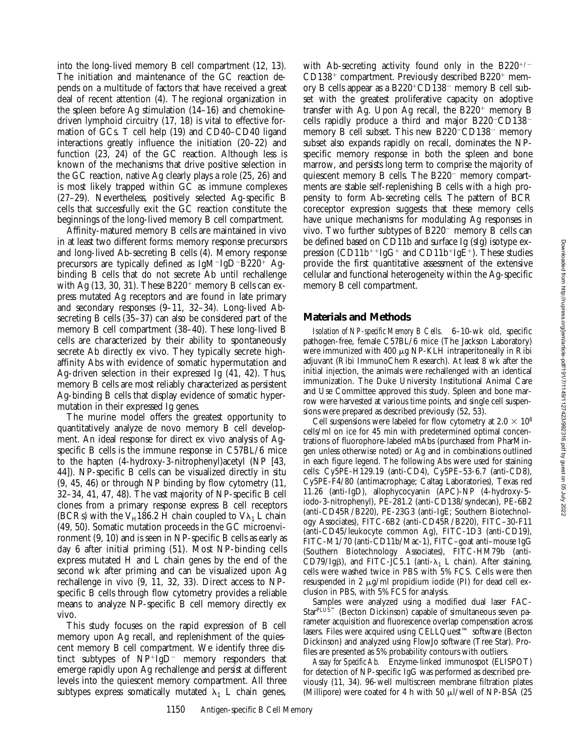into the long-lived memory B cell compartment (12, 13). The initiation and maintenance of the GC reaction depends on a multitude of factors that have received a great deal of recent attention (4). The regional organization in the spleen before Ag stimulation (14–16) and chemokine-driven lymphoid circuitry (17, 18) is vital to effective formation of GCs. T cell help (19) and CD40–CD40 ligand interactions greatly influence the initiation (20–22) and function (23, 24) of the GC reaction. Although less is known of the mechanisms that drive positive selection in the GC reaction, native Ag clearly plays a role (25, 26) and is most likely trapped within GC as immune complexes (27–29). Nevertheless, positively selected Ag-specific B cells that successfully exit the GC reaction constitute the beginnings of the long-lived memory B cell compartment.

Affinity-matured memory B cells are maintained in vivo in at least two different forms: memory response precursors and long-lived Ab-secreting B cells (4). Memory response precursors are typically defined as $IgM^-IgD^-B220^+$ Ag-binding B cells that do not secrete Ab until rechallenge with Ag (13, 30, 31). These $B220^+$ memory B cells can express mutated Ag receptors and are found in late primary and secondary responses (9–11, 32–34). Long-lived Ab-secreting B cells (35–37) can also be considered part of the memory B cell compartment (38–40). These long-lived B cells are characterized by their ability to spontaneously secrete Ab directly ex vivo. They typically secrete high-affinity Abs with evidence of somatic hypermutation and Ag-driven selection in their expressed Ig (41, 42). Thus, memory B cells are most reliably characterized as persistent Ag-binding B cells that display evidence of somatic hypermutation in their expressed Ig genes.

The murine model offers the greatest opportunity to quantitatively analyze de novo memory B cell development. An ideal response for direct ex vivo analysis of Ag-specific B cells is the immune response in C57BL/6 mice to the hapten (4-hydroxy-3-nitrophenyl)acetyl (NP [43, 44]). NP-specific B cells can be visualized directly in situ (9, 45, 46) or through NP binding by flow cytometry (11, 32–34, 41, 47, 48). The vast majority of NP-specific B cell clones from a primary response express B cell receptors (BCRs) with the $V_H186.2$ H chain coupled to $V\lambda_1$ L chain (49, 50). Somatic mutation proceeds in the GC microenvironment (9, 10) and is seen in NP-specific B cells as early as day 6 after initial priming (51). Most NP-binding cells express mutated H and L chain genes by the end of the second wk after priming and can be visualized upon Ag rechallenge in vivo (9, 11, 32, 33). Direct access to NP-specific B cells through flow cytometry provides a reliable means to analyze NP-specific B cell memory directly ex vivo.

This study focuses on the rapid expression of B cell memory upon Ag recall, and replenishment of the quiescent memory B cell compartment. We identify three distinct subtypes of $NP^+IgD^-$ memory responders that emerge rapidly upon Ag rechallenge and persist at different levels into the quiescent memory compartment. All three subtypes express somatically mutated $\lambda_1$ L chain genes, with Ab-secreting activity found only in the $B220^{+/-}$ $CD138^+$ compartment. Previously described $B220^+$ memory B cells appear as a $B220^+CD138^-$ memory B cell subset with the greatest proliferative capacity on adoptive transfer with Ag. Upon Ag recall, the $B220^+$ memory B cells rapidly produce a third and major $B220^-CD138^-$ memory B cell subset. This new $B220^-CD138^-$ memory subset also expands rapidly on recall, dominates the NP-specific memory response in both the spleen and bone marrow, and persists long term to comprise the majority of quiescent memory B cells. The $B220^-$ memory compartments are stable self-replenishing B cells with a high propensity to form Ab-secreting cells. The pattern of BCR coreceptor expression suggests that these memory cells have unique mechanisms for modulating Ag responses in vivo. Two further subtypes of $B220^-$ memory B cells can be defined based on CD11b and surface Ig (sIg) isotype expression ($CD11b^{++}IgG^+$ and $CD11b^+IgE^+$). These studies provide the first quantitative assessment of the extensive cellular and functional heterogeneity within the Ag-specific memory B cell compartment.

## Materials and Methods

*Isolation of NP-specific Memory B Cells.* 6–10-wk old, specific pathogen-free, female C57BL/6 mice (The Jackson Laboratory) were immunized with 400 μg NP-KLH intraperitoneally in Ribi adjuvant (Ribi ImmunoChem Research). At least 8 wk after the initial injection, the animals were rechallenged with an identical immunization. The Duke University Institutional Animal Care and Use Committee approved this study. Spleen and bone marrow were harvested at various time points, and single cell suspensions were prepared as described previously (52, 53).

Cell suspensions were labeled for flow cytometry at $2.0 \times 10^8$ cells/ml on ice for 45 min with predetermined optimal concentrations of fluorophore-labeled mAbs (purchased from PharMingen unless otherwise noted) or Ag and in combinations outlined in each figure legend. The following Abs were used for staining cells: Cy5PE-H129.19 (anti-CD4), Cy5PE–53-6.7 (anti-CD8), Cy5PE-F4/80 (antimacrophage; Caltag Laboratories), Texas red 11.26 (anti-IgD), allophycocyanin (APC)-NP (4-hydroxy-5-iodo-3-nitrophenyl), PE-281.2 (anti-CD138/syndecan), PE-6B2 (anti-CD45R/B220), PE-23G3 (anti-IgE; Southern Biotechnology Associates), FITC-6B2 (anti-CD45R/B220), FITC–30-F11 (anti-CD45/leukocyte common Ag), FITC-1D3 (anti-CD19), FITC-M1/70 (anti-CD11b/Mac-1), FITC–goat anti–mouse IgG (Southern Biotechnology Associates), FITC-HM79b (anti-CD79/Igβ), and FITC-JC5.1 (anti-$\lambda_1$ L chain). After staining, cells were washed twice in PBS with 5% FCS. Cells were then resuspended in 2 μg/ml propidium iodide (PI) for dead cell exclusion in PBS, with 5% FCS for analysis.

Samples were analyzed using a modified dual laser FACStar[PLUS™] (Becton Dickinson) capable of simultaneous seven parameter acquisition and fluorescence overlap compensation across lasers. Files were acquired using CELLQuest™ software (Becton Dickinson) and analyzed using FlowJo software (Tree Star). Profiles are presented as 5% probability contours with outliers.

*Assay for Specific Ab.* Enzyme-linked immunospot (ELISPOT) for detection of NP-specific IgG was performed as described previously (11, 34). 96-well multiscreen membrane filtration plates (Millipore) were coated for 4 h with 50 μl/well of NP-BSA (25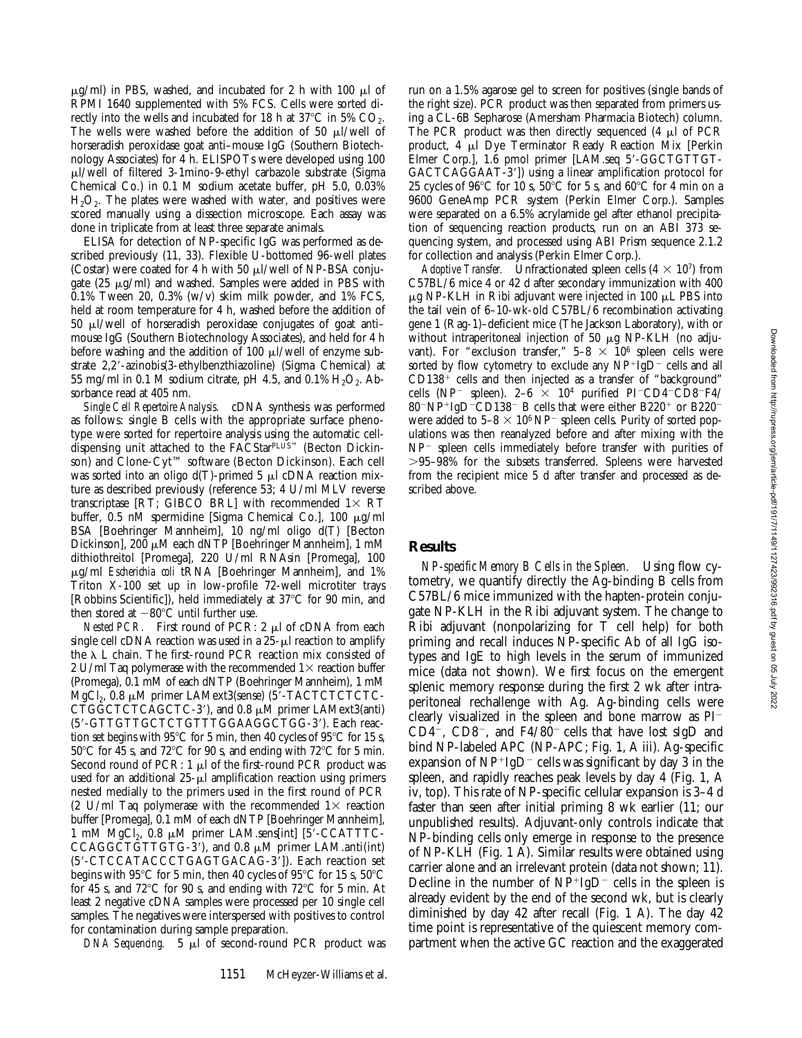μg/ml) in PBS, washed, and incubated for 2 h with 100 μl of RPMI 1640 supplemented with 5% FCS. Cells were sorted directly into the wells and incubated for 18 h at 37°C in 5% $CO_2$. The wells were washed before the addition of 50 μl/well of horseradish peroxidase goat anti–mouse IgG (Southern Biotechnology Associates) for 4 h. ELISPOTs were developed using 100 μl/well of filtered 3-1mino-9-ethyl carbazole substrate (Sigma Chemical Co.) in 0.1 M sodium acetate buffer, pH 5.0, 0.03% $H_2O_2$. The plates were washed with water, and positives were scored manually using a dissection microscope. Each assay was done in triplicate from at least three separate animals.

ELISA for detection of NP-specific IgG was performed as described previously (11, 33). Flexible U-bottomed 96-well plates (Costar) were coated for 4 h with 50 μl/well of NP-BSA conjugate (25 μg/ml) and washed. Samples were added in PBS with 0.1% Tween 20, 0.3% (w/v) skim milk powder, and 1% FCS, held at room temperature for 4 h, washed before the addition of 50 μl/well of horseradish peroxidase conjugates of goat anti–mouse IgG (Southern Biotechnology Associates), and held for 4 h before washing and the addition of 100 μl/well of enzyme substrate 2,2′-azinobis(3-ethylbenzthiazoline) (Sigma Chemical) at 55 mg/ml in 0.1 M sodium citrate, pH 4.5, and 0.1% $H_2O_2$. Absorbance read at 405 nm.

*Single Cell Repertoire Analysis.* cDNA synthesis was performed as follows: single B cells with the appropriate surface phenotype were sorted for repertoire analysis using the automatic cell-dispensing unit attached to the FACStar$^{PLUS™}$ (Becton Dickinson) and Clone-Cyt™ software (Becton Dickinson). Each cell was sorted into an oligo d(T)-primed 5 μl cDNA reaction mixture as described previously (reference 53; 4 U/ml MLV reverse transcriptase [RT; GIBCO BRL] with recommended 1× RT buffer, 0.5 nM spermidine [Sigma Chemical Co.], 100 μg/ml BSA [Boehringer Mannheim], 10 ng/ml oligo d(T) [Becton Dickinson], 200 μM each dNTP [Boehringer Mannheim], 1 mM dithiothreitol [Promega], 220 U/ml RNAsin [Promega], 100 μg/ml *Escherichia coli* tRNA [Boehringer Mannheim], and 1% Triton X-100 set up in low-profile 72-well microtiter trays [Robbins Scientific]), held immediately at 37°C for 90 min, and then stored at −80°C until further use.

*Nested PCR.* First round of PCR: 2 μl of cDNA from each single cell cDNA reaction was used in a 25-μl reaction to amplify the λ L chain. The first-round PCR reaction mix consisted of 2 U/ml Taq polymerase with the recommended 1× reaction buffer (Promega), 0.1 mM of each dNTP (Boehringer Mannheim), 1 mM $MgCl_2$, 0.8 μM primer LAMext3(sense) (5′-TACTCTCTCTC-CTGGCTCTCAGCTC-3′), and 0.8 μM primer LAMext3(anti) (5′-GTTGTTGCTCTGTTTGGAAGGCTGG-3′). Each reaction set begins with 95°C for 5 min, then 40 cycles of 95°C for 15 s, 50°C for 45 s, and 72°C for 90 s, and ending with 72°C for 5 min. Second round of PCR: 1 μl of the first-round PCR product was used for an additional 25-μl amplification reaction using primers nested medially to the primers used in the first round of PCR (2 U/ml Taq polymerase with the recommended 1× reaction buffer [Promega], 0.1 mM of each dNTP [Boehringer Mannheim], 1 mM $MgCl_2$, 0.8 μM primer LAM.sens[int] [5′-CCATTTC-CCAGGCTGTTGTG-3′), and 0.8 μM primer LAM.anti(int) (5′-CTCCATACCCTGAGTGACAG-3′]). Each reaction set begins with 95°C for 5 min, then 40 cycles of 95°C for 15 s, 50°C for 45 s, and 72°C for 90 s, and ending with 72°C for 5 min. At least 2 negative cDNA samples were processed per 10 single cell samples. The negatives were interspersed with positives to control for contamination during sample preparation.

*DNA Sequencing.* 5 μl of second-round PCR product was run on a 1.5% agarose gel to screen for positives (single bands of the right size). PCR product was then separated from primers using a CL-6B Sepharose (Amersham Pharmacia Biotech) column. The PCR product was then directly sequenced (4 μl of PCR product, 4 μl Dye Terminator Ready Reaction Mix [Perkin Elmer Corp.], 1.6 pmol primer [LAM.seq 5′-GGCTGTTGT-GACTCAGGAAT-3′]) using a linear amplification protocol for 25 cycles of 96°C for 10 s, 50°C for 5 s, and 60°C for 4 min on a 9600 GeneAmp PCR system (Perkin Elmer Corp.). Samples were separated on a 6.5% acrylamide gel after ethanol precipitation of sequencing reaction products, run on an ABI 373 sequencing system, and processed using ABI Prism sequence 2.1.2 for collection and analysis (Perkin Elmer Corp.).

*Adoptive Transfer.* Unfractionated spleen cells ($4 \times 10^7$) from C57BL/6 mice 4 or 42 d after secondary immunization with 400 μg NP-KLH in Ribi adjuvant were injected in 100 μL PBS into the tail vein of 6–10-wk-old C57BL/6 recombination activating gene 1 (Rag-1)–deficient mice (The Jackson Laboratory), with or without intraperitoneal injection of 50 μg NP-KLH (no adjuvant). For "exclusion transfer," $5–8 \times 10^6$ spleen cells were sorted by flow cytometry to exclude any $NP^+IgD^-$ cells and all $CD138^+$ cells and then injected as a transfer of "background" cells ($NP^-$ spleen). $2–6 \times 10^4$ purified $PI^-CD4^-CD8^-F4/80^-NP^+IgD^-CD138^-$ B cells that were either $B220^+$ or $B220^-$ were added to $5–8 \times 10^6$ $NP^-$ spleen cells. Purity of sorted populations was then reanalyzed before and after mixing with the $NP^-$ spleen cells immediately before transfer with purities of >95–98% for the subsets transferred. Spleens were harvested from the recipient mice 5 d after transfer and processed as described above.

## Results

*NP-specific Memory B Cells in the Spleen.* Using flow cytometry, we quantify directly the Ag-binding B cells from C57BL/6 mice immunized with the hapten-protein conjugate NP-KLH in the Ribi adjuvant system. The change to Ribi adjuvant (nonpolarizing for T cell help) for both priming and recall induces NP-specific Ab of all IgG isotypes and IgE to high levels in the serum of immunized mice (data not shown). We first focus on the emergent splenic memory response during the first 2 wk after intraperitoneal rechallenge with Ag. Ag-binding cells were clearly visualized in the spleen and bone marrow as $PI^-$ $CD4^-$, $CD8^-$, and $F4/80^-$ cells that have lost sIgD and bind NP-labeled APC (NP-APC; Fig. 1, A iii). Ag-specific expansion of $NP^+IgD^-$ cells was significant by day 3 in the spleen, and rapidly reaches peak levels by day 4 (Fig. 1, A iv, top). This rate of NP-specific cellular expansion is 3–4 d faster than seen after initial priming 8 wk earlier (11; our unpublished results). Adjuvant-only controls indicate that NP-binding cells only emerge in response to the presence of NP-KLH (Fig. 1 A). Similar results were obtained using carrier alone and an irrelevant protein (data not shown; 11). Decline in the number of $NP^+IgD^-$ cells in the spleen is already evident by the end of the second wk, but is clearly diminished by day 42 after recall (Fig. 1 A). The day 42 time point is representative of the quiescent memory compartment when the active GC reaction and the exaggerated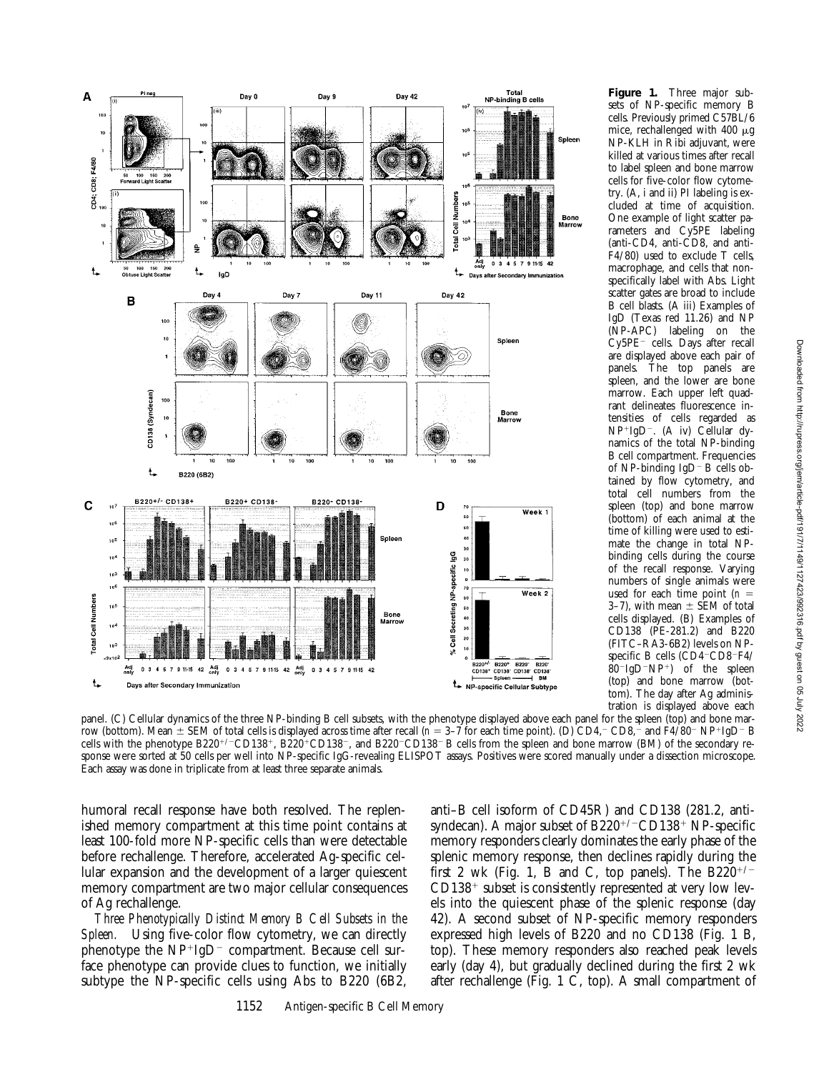**Figure 1.** Three major subsets of NP-specific memory B cells. Previously primed C57BL/6 mice, rechallenged with 400 μg NP-KLH in Ribi adjuvant, were killed at various times after recall to label spleen and bone marrow cells for five-color flow cytometry. (A, i and ii) PI labeling is excluded at time of acquisition. One example of light scatter parameters and Cy5PE labeling (anti-CD4, anti-CD8, and anti-F4/80) used to exclude T cells, macrophage, and cells that nonspecifically label with Abs. Light scatter gates are broad to include B cell blasts. (A iii) Examples of IgD (Texas red 11.26) and NP (NP-APC) labeling on the Cy5PE$^-$ cells. Days after recall are displayed above each pair of panels. The top panels are spleen, and the lower are bone marrow. Each upper left quadrant delineates fluorescence intensities of cells regarded as NP$^+$IgD$^-$. (A iv) Cellular dynamics of the total NP-binding B cell compartment. Frequencies of NP-binding IgD$^-$ B cells obtained by flow cytometry, and total cell numbers from the spleen (top) and bone marrow (bottom) of each animal at the time of killing were used to estimate the change in total NP-binding cells during the course of the recall response. Varying numbers of single animals were used for each time point ($n$ = 3–7), with mean ± SEM of total cells displayed. (B) Examples of CD138 (PE-281.2) and B220 (FITC-RA3-6B2) levels on NP-specific B cells (CD4$^-$CD8$^-$F4/80$^-$IgD$^-$NP$^+$) of the spleen (top) and bone marrow (bottom). The day after Ag administration is displayed above each panel. (C) Cellular dynamics of the three NP-binding B cell subsets, with the phenotype displayed above each panel for the spleen (top) and bone marrow (bottom). Mean ± SEM of total cells is displayed across time after recall ($n$ = 3–7 for each time point). (D) CD4,$^-$ CD8,$^-$ and F4/80$^-$ NP$^+$IgD$^-$ B cells with the phenotype B220$^{+/-}$CD138$^+$, B220$^+$CD138$^-$, and B220$^-$CD138$^-$ B cells from the spleen and bone marrow (BM) of the secondary response were sorted at 50 cells per well into NP-specific IgG-revealing ELISPOT assays. Positives were scored manually under a dissection microscope. Each assay was done in triplicate from at least three separate animals.

humoral recall response have both resolved. The replenished memory compartment at this time point contains at least 100-fold more NP-specific cells than were detectable before rechallenge. Therefore, accelerated Ag-specific cellular expansion and the development of a larger quiescent memory compartment are two major cellular consequences of Ag rechallenge.

*Three Phenotypically Distinct Memory B Cell Subsets in the Spleen.* Using five-color flow cytometry, we can directly phenotype the NP$^+$IgD$^-$ compartment. Because cell surface phenotype can provide clues to function, we initially subtype the NP-specific cells using Abs to B220 (6B2, anti–B cell isoform of CD45R) and CD138 (281.2, anti-syndecan). A major subset of B220$^{+/-}$CD138$^+$ NP-specific memory responders clearly dominates the early phase of the splenic memory response, then declines rapidly during the first 2 wk (Fig. 1, B and C, top panels). The B220$^{+/-}$ CD138$^+$ subset is consistently represented at very low levels into the quiescent phase of the splenic response (day 42). A second subset of NP-specific memory responders expressed high levels of B220 and no CD138 (Fig. 1 B, top). These memory responders also reached peak levels early (day 4), but gradually declined during the first 2 wk after rechallenge (Fig. 1 C, top). A small compartment of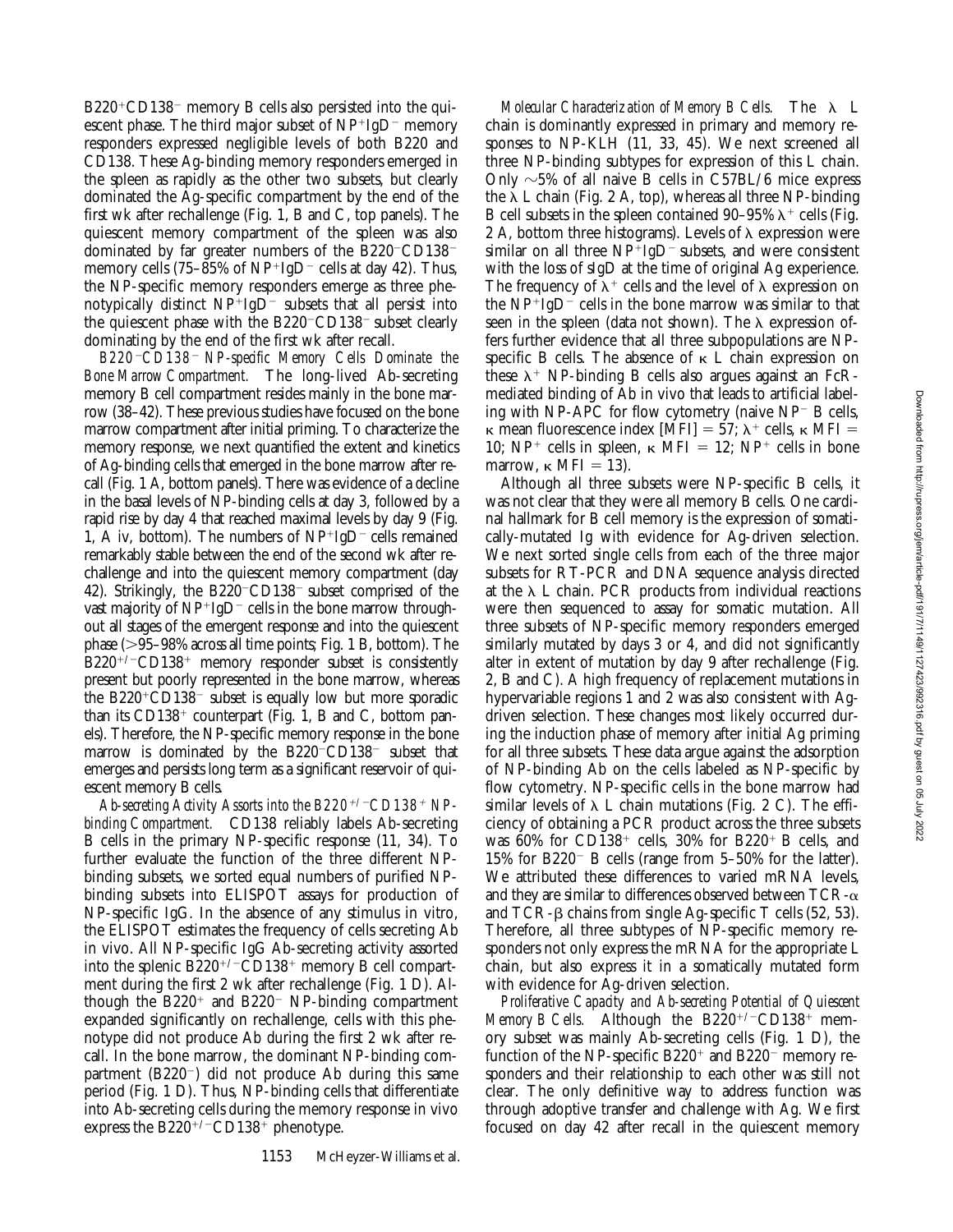B220[+]CD138[−] memory B cells also persisted into the quiescent phase. The third major subset of NP[+]IgD[−] memory responders expressed negligible levels of both B220 and CD138. These Ag-binding memory responders emerged in the spleen as rapidly as the other two subsets, but clearly dominated the Ag-specific compartment by the end of the first wk after rechallenge (Fig. 1, B and C, top panels). The quiescent memory compartment of the spleen was also dominated by far greater numbers of the B220[−]CD138[−] memory cells (75–85% of NP[+]IgD[−] cells at day 42). Thus, the NP-specific memory responders emerge as three phenotypically distinct NP[+]IgD[−] subsets that all persist into the quiescent phase with the B220[−]CD138[−] subset clearly dominating by the end of the first wk after recall.

*B220[−]CD138[−] NP-specific Memory Cells Dominate the Bone Marrow Compartment.* The long-lived Ab-secreting memory B cell compartment resides mainly in the bone marrow (38–42). These previous studies have focused on the bone marrow compartment after initial priming. To characterize the memory response, we next quantified the extent and kinetics of Ag-binding cells that emerged in the bone marrow after recall (Fig. 1 A, bottom panels). There was evidence of a decline in the basal levels of NP-binding cells at day 3, followed by a rapid rise by day 4 that reached maximal levels by day 9 (Fig. 1, A iv, bottom). The numbers of NP[+]IgD[−] cells remained remarkably stable between the end of the second wk after rechallenge and into the quiescent memory compartment (day 42). Strikingly, the B220[−]CD138[−] subset comprised of the vast majority of NP[+]IgD[−] cells in the bone marrow throughout all stages of the emergent response and into the quiescent phase (>95–98% across all time points; Fig. 1 B, bottom). The B220[+/−]CD138[+] memory responder subset is consistently present but poorly represented in the bone marrow, whereas the B220[+]CD138[−] subset is equally low but more sporadic than its CD138[+] counterpart (Fig. 1, B and C, bottom panels). Therefore, the NP-specific memory response in the bone marrow is dominated by the B220[−]CD138[−] subset that emerges and persists long term as a significant reservoir of quiescent memory B cells.

*Ab-secreting Activity Assorts into the B220[+/−]CD138[+] NP-binding Compartment.* CD138 reliably labels Ab-secreting B cells in the primary NP-specific response (11, 34). To further evaluate the function of the three different NP-binding subsets, we sorted equal numbers of purified NP-binding subsets into ELISPOT assays for production of NP-specific IgG. In the absence of any stimulus in vitro, the ELISPOT estimates the frequency of cells secreting Ab in vivo. All NP-specific IgG Ab-secreting activity assorted into the splenic B220[+/−]CD138[+] memory B cell compartment during the first 2 wk after rechallenge (Fig. 1 D). Although the B220[+] and B220[−] NP-binding compartment expanded significantly on rechallenge, cells with this phenotype did not produce Ab during the first 2 wk after recall. In the bone marrow, the dominant NP-binding compartment (B220[−]) did not produce Ab during this same period (Fig. 1 D). Thus, NP-binding cells that differentiate into Ab-secreting cells during the memory response in vivo express the B220[+/−]CD138[+] phenotype.

*Molecular Characterization of Memory B Cells.* The $\lambda$ L chain is dominantly expressed in primary and memory responses to NP-KLH (11, 33, 45). We next screened all three NP-binding subtypes for expression of this L chain. Only ~5% of all naive B cells in C57BL/6 mice express the $\lambda$ L chain (Fig. 2 A, top), whereas all three NP-binding B cell subsets in the spleen contained 90–95% $\lambda^+$ cells (Fig. 2 A, bottom three histograms). Levels of $\lambda$ expression were similar on all three NP[+]IgD[−] subsets, and were consistent with the loss of sIgD at the time of original Ag experience. The frequency of $\lambda^+$ cells and the level of $\lambda$ expression on the NP[+]IgD[−] cells in the bone marrow was similar to that seen in the spleen (data not shown). The $\lambda$ expression offers further evidence that all three subpopulations are NP-specific B cells. The absence of $\kappa$ L chain expression on these $\lambda^+$ NP-binding B cells also argues against an FcR-mediated binding of Ab in vivo that leads to artificial labeling with NP-APC for flow cytometry (naive NP[−] B cells, $\kappa$ mean fluorescence index [MFI] = 57; $\lambda^+$ cells, $\kappa$ MFI = 10; NP[+] cells in spleen, $\kappa$ MFI = 12; NP[+] cells in bone marrow, $\kappa$ MFI = 13).

Although all three subsets were NP-specific B cells, it was not clear that they were all memory B cells. One cardinal hallmark for B cell memory is the expression of somatically-mutated Ig with evidence for Ag-driven selection. We next sorted single cells from each of the three major subsets for RT-PCR and DNA sequence analysis directed at the $\lambda$ L chain. PCR products from individual reactions were then sequenced to assay for somatic mutation. All three subsets of NP-specific memory responders emerged similarly mutated by days 3 or 4, and did not significantly alter in extent of mutation by day 9 after rechallenge (Fig. 2, B and C). A high frequency of replacement mutations in hypervariable regions 1 and 2 was also consistent with Ag-driven selection. These changes most likely occurred during the induction phase of memory after initial Ag priming for all three subsets. These data argue against the adsorption of NP-binding Ab on the cells labeled as NP-specific by flow cytometry. NP-specific cells in the bone marrow had similar levels of $\lambda$ L chain mutations (Fig. 2 C). The efficiency of obtaining a PCR product across the three subsets was 60% for CD138[+] cells, 30% for B220[+] B cells, and 15% for B220[−] B cells (range from 5–50% for the latter). We attributed these differences to varied mRNA levels, and they are similar to differences observed between TCR-$\alpha$ and TCR-$\beta$ chains from single Ag-specific T cells (52, 53). Therefore, all three subtypes of NP-specific memory responders not only express the mRNA for the appropriate L chain, but also express it in a somatically mutated form with evidence for Ag-driven selection.

*Proliferative Capacity and Ab-secreting Potential of Quiescent Memory B Cells.* Although the B220[+/−]CD138[+] memory subset was mainly Ab-secreting cells (Fig. 1 D), the function of the NP-specific B220[+] and B220[−] memory responders and their relationship to each other was still not clear. The only definitive way to address function was through adoptive transfer and challenge with Ag. We first focused on day 42 after recall in the quiescent memory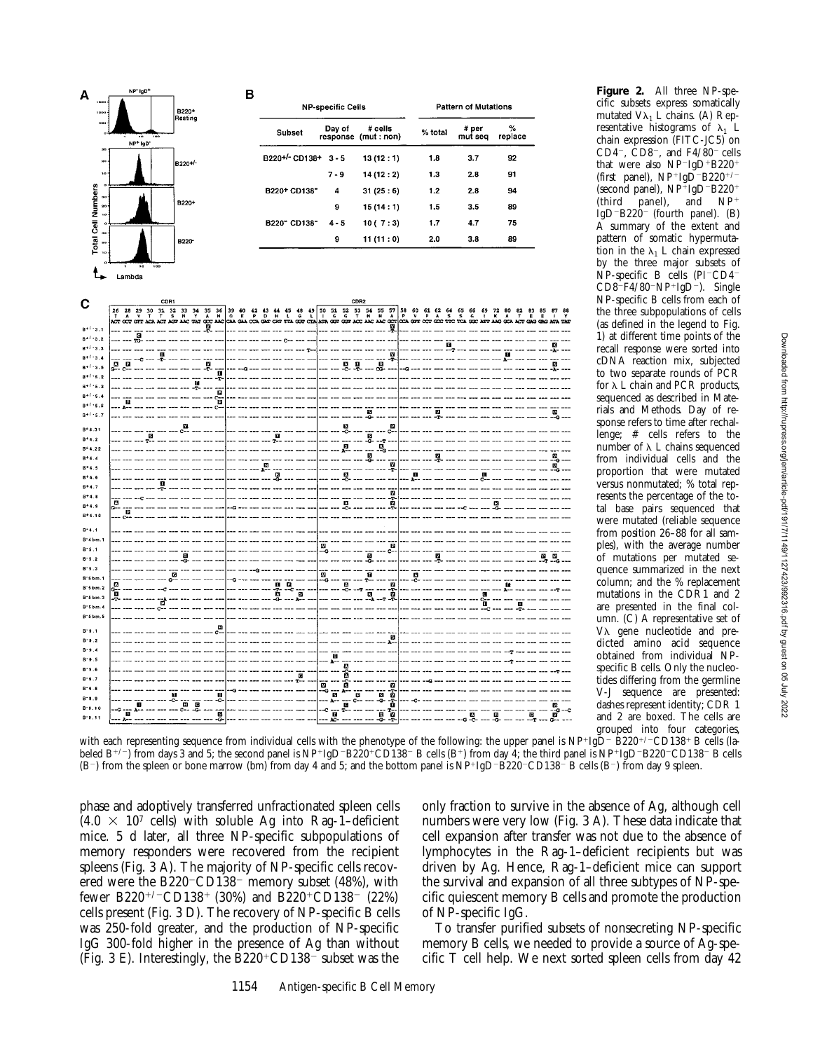**Figure 2.** All three NP-specific subsets express somatically mutated $V\lambda_1$ L chains. (A) Representative histograms of $\lambda_1$ L chain expression (FITC-JC5) on $CD4^-$, $CD8^-$, and $F4/80^-$ cells that were also $NP^-IgD^+B220^+$ (first panel), $NP^+IgD^-B220^{+/-}$ (second panel), $NP^+IgD^-B220^+$ (third panel), and $NP^+IgD^-B220^-$ (fourth panel). (B) A summary of the extent and pattern of somatic hypermutation in the $\lambda_1$ L chain expressed by the three major subsets of NP-specific B cells ($PI^-CD4^-CD8^-F4/80^-NP^+IgD^-$). Single NP-specific B cells from each of the three subpopulations of cells (as defined in the legend to Fig. 1) at different time points of the recall response were sorted into cDNA reaction mix, subjected to two separate rounds of PCR for λ L chain and PCR products, sequenced as described in Materials and Methods. Day of response refers to time after rechallenge; # cells refers to the number of λ L chains sequenced from individual cells and the proportion that were mutated versus nonmutated; % total represents the percentage of the total base pairs sequenced that were mutated (reliable sequence from position 26–88 for all samples), with the average number of mutations per mutated sequence summarized in the next column; and the % replacement mutations in the CDR1 and 2 are presented in the final column. (C) A representative set of Vλ gene nucleotide and predicted amino acid sequence obtained from individual NP-specific B cells. Only the nucleotides differing from the germline V-J sequence are presented: dashes represent identity; CDR 1 and 2 are boxed. The cells are grouped into four categories, with each representing sequence from individual cells with the phenotype of the following: the upper panel is $NP^+IgD^-B220^{+/-}CD138^+$ B cells (labeled $B^{+/-}$) from days 3 and 5; the second panel is $NP^+IgD^-B220^+CD138^-$ B cells ($B^+$) from day 4; the third panel is $NP^+IgD^-B220^-CD138^-$ B cells ($B^-$) from the spleen or bone marrow (bm) from day 4 and 5; and the bottom panel is $NP^+IgD^-B220^-CD138^-$ B cells ($B^-$) from day 9 spleen.

| NP-specific Cells | | | Pattern of Mutations | | |
|---|---|---|---|---|---|
| Subset | Day of response | # cells (mut : non) | % total | # per mut seq | % replace |
| $B220^{+/-}$ $CD138^+$ | 3 - 5 | 13 (12 : 1) | 1.8 | 3.7 | 92 |
| | 7 - 9 | 14 (12 : 2) | 1.3 | 2.8 | 91 |
| $B220^+$ $CD138^-$ | 4 | 31 (25 : 6) | 1.2 | 2.8 | 94 |
| | 9 | 15 (14 : 1) | 1.5 | 3.5 | 89 |
| $B220^-$ $CD138^-$ | 4 - 5 | 10 ( 7 : 3) | 1.7 | 4.7 | 75 |
| | 9 | 11 (11 : 0) | 2.0 | 3.8 | 89 |

phase and adoptively transferred unfractionated spleen cells ($4.0 \times 10^7$ cells) with soluble Ag into Rag-1–deficient mice. 5 d later, all three NP-specific subpopulations of memory responders were recovered from the recipient spleens (Fig. 3 A). The majority of NP-specific cells recovered were the $B220^-CD138^-$ memory subset (48%), with fewer $B220^{+/-}CD138^+$ (30%) and $B220^+CD138^-$ (22%) cells present (Fig. 3 D). The recovery of NP-specific B cells was 250-fold greater, and the production of NP-specific IgG 300-fold higher in the presence of Ag than without (Fig. 3 E). Interestingly, the $B220^+CD138^-$ subset was the only fraction to survive in the absence of Ag, although cell numbers were very low (Fig. 3 A). These data indicate that cell expansion after transfer was not due to the absence of lymphocytes in the Rag-1–deficient recipients but was driven by Ag. Hence, Rag-1–deficient mice can support the survival and expansion of all three subtypes of NP-specific quiescent memory B cells and promote the production of NP-specific IgG.

To transfer purified subsets of nonsecreting NP-specific memory B cells, we needed to provide a source of Ag-specific T cell help. We next sorted spleen cells from day 42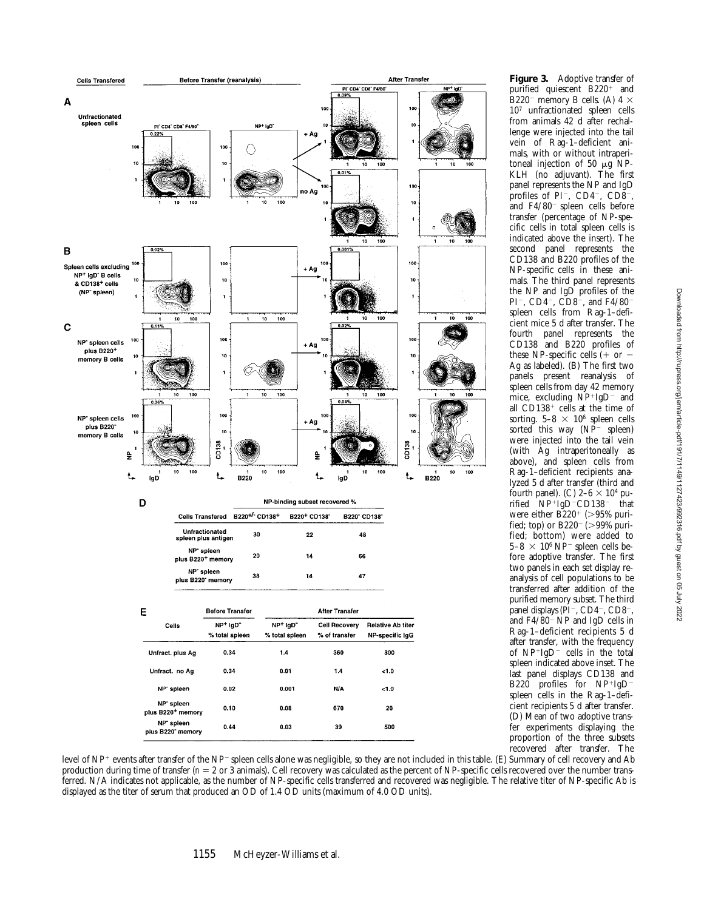| Cells Transfered | NP-binding subset recovered % | | |
|---|---|---|---|
| | B220+/- CD138+ | B220+ CD138- | B220- CD138- |
| Unfractionated spleen plus antigen | 30 | 22 | 48 |
| NP- spleen plus B220+ memory | 20 | 14 | 66 |
| NP- spleen plus B220- memory | 38 | 14 | 47 |

| Cells | Before Transfer | After Transfer | | |
|---|---|---|---|---|
| | NP+ IgD- % total spleen | NP+ IgD- % total spleen | Cell Recovery % of transfer | Relative Ab titer NP-specific IgG |
| Unfract. plus Ag | 0.34 | 1.4 | 360 | 300 |
| Unfract. no Ag | 0.34 | 0.01 | 1.4 | <1.0 |
| NP- spleen | 0.02 | 0.001 | N/A | <1.0 |
| NP- spleen plus B220+ memory | 0.10 | 0.08 | 670 | 20 |
| NP- spleen plus B220- memory | 0.44 | 0.03 | 39 | 500 |

**Figure 3.** Adoptive transfer of purified quiescent B220+ and B220− memory B cells. (A) $4 \times 10^7$ unfractionated spleen cells from animals 42 d after rechallenge were injected into the tail vein of Rag-1–deficient animals, with or without intraperitoneal injection of 50 μg NP-KLH (no adjuvant). The first panel represents the NP and IgD profiles of PI−, CD4−, CD8−, and F4/80− spleen cells before transfer (percentage of NP-specific cells in total spleen cells is indicated above the insert). The second panel represents the CD138 and B220 profiles of the NP-specific cells in these animals. The third panel represents the NP and IgD profiles of the PI−, CD4−, CD8−, and F4/80− spleen cells from Rag-1–deficient mice 5 d after transfer. The fourth panel represents the CD138 and B220 profiles of these NP-specific cells (+ or − Ag as labeled). (B) The first two panels present reanalysis of spleen cells from day 42 memory mice, excluding NP+IgD− and all CD138+ cells at the time of sorting. $5–8 \times 10^6$ spleen cells sorted this way (NP− spleen) were injected into the tail vein (with Ag intraperitoneally as above), and spleen cells from Rag-1–deficient recipients analyzed 5 d after transfer (third and fourth panel). (C) $2–6 \times 10^4$ purified NP+IgD−CD138− that were either B220+ (>95% purified; top) or B220− (>99% purified; bottom) were added to $5–8 \times 10^6$ NP− spleen cells before adoptive transfer. The first two panels in each set display reanalysis of cell populations to be transferred after addition of the purified memory subset. The third panel displays (PI−, CD4−, CD8−, and F4/80− NP and IgD cells in Rag-1–deficient recipients 5 d after transfer, with the frequency of NP+IgD− cells in the total spleen indicated above inset. The last panel displays CD138 and B220 profiles for NP+IgD− spleen cells in the Rag-1–deficient recipients 5 d after transfer. (D) Mean of two adoptive transfer experiments displaying the proportion of the three subsets recovered after transfer. The level of NP+ events after transfer of the NP− spleen cells alone was negligible, so they are not included in this table. (E) Summary of cell recovery and Ab production during time of transfer ($n = 2$ or 3 animals). Cell recovery was calculated as the percent of NP-specific cells recovered over the number transferred. N/A indicates not applicable, as the number of NP-specific cells transferred and recovered was negligible. The relative titer of NP-specific Ab is displayed as the titer of serum that produced an OD of 1.4 OD units (maximum of 4.0 OD units).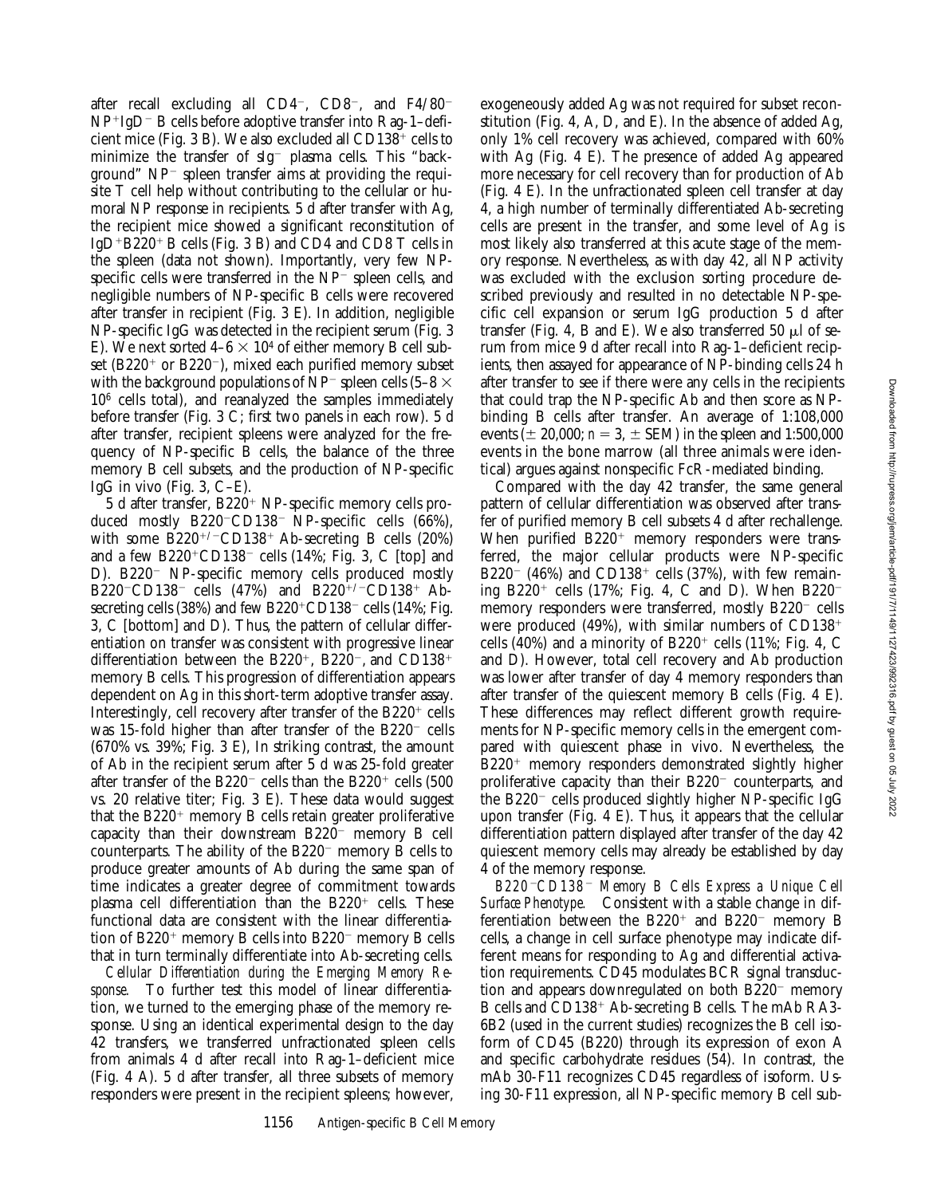after recall excluding all CD4$^-$, CD8$^-$, and F4/80$^-$ NP$^+$IgD$^-$ B cells before adoptive transfer into Rag-1–deficient mice (Fig. 3 B). We also excluded all CD138$^+$ cells to minimize the transfer of sIg$^-$ plasma cells. This "background" NP$^-$ spleen transfer aims at providing the requisite T cell help without contributing to the cellular or humoral NP response in recipients. 5 d after transfer with Ag, the recipient mice showed a significant reconstitution of IgD$^+$B220$^+$ B cells (Fig. 3 B) and CD4 and CD8 T cells in the spleen (data not shown). Importantly, very few NP-specific cells were transferred in the NP$^-$ spleen cells, and negligible numbers of NP-specific B cells were recovered after transfer in recipient (Fig. 3 E). In addition, negligible NP-specific IgG was detected in the recipient serum (Fig. 3 E). We next sorted $4–6 \times 10^4$ of either memory B cell subset (B220$^+$ or B220$^-$), mixed each purified memory subset with the background populations of NP$^-$ spleen cells ($5–8 \times 10^6$ cells total), and reanalyzed the samples immediately before transfer (Fig. 3 C; first two panels in each row). 5 d after transfer, recipient spleens were analyzed for the frequency of NP-specific B cells, the balance of the three memory B cell subsets, and the production of NP-specific IgG in vivo (Fig. 3, C–E).

5 d after transfer, B220$^+$ NP-specific memory cells produced mostly B220$^-$CD138$^-$ NP-specific cells (66%), with some B220$^{+/-}$CD138$^+$ Ab-secreting B cells (20%) and a few B220$^+$CD138$^-$ cells (14%; Fig. 3, C [top] and D). B220$^-$ NP-specific memory cells produced mostly B220$^-$CD138$^-$ cells (47%) and B220$^{+/-}$CD138$^+$ Ab-secreting cells (38%) and few B220$^+$CD138$^-$ cells (14%; Fig. 3, C [bottom] and D). Thus, the pattern of cellular differentiation on transfer was consistent with progressive linear differentiation between the B220$^+$, B220$^-$, and CD138$^+$ memory B cells. This progression of differentiation appears dependent on Ag in this short-term adoptive transfer assay. Interestingly, cell recovery after transfer of the B220$^+$ cells was 15-fold higher than after transfer of the B220$^-$ cells (670% vs. 39%; Fig. 3 E), In striking contrast, the amount of Ab in the recipient serum after 5 d was 25-fold greater after transfer of the B220$^-$ cells than the B220$^+$ cells (500 vs. 20 relative titer; Fig. 3 E). These data would suggest that the B220$^+$ memory B cells retain greater proliferative capacity than their downstream B220$^-$ memory B cell counterparts. The ability of the B220$^-$ memory B cells to produce greater amounts of Ab during the same span of time indicates a greater degree of commitment towards plasma cell differentiation than the B220$^+$ cells. These functional data are consistent with the linear differentiation of B220$^+$ memory B cells into B220$^-$ memory B cells that in turn terminally differentiate into Ab-secreting cells.

*Cellular Differentiation during the Emerging Memory Response.* To further test this model of linear differentiation, we turned to the emerging phase of the memory response. Using an identical experimental design to the day 42 transfers, we transferred unfractionated spleen cells from animals 4 d after recall into Rag-1–deficient mice (Fig. 4 A). 5 d after transfer, all three subsets of memory responders were present in the recipient spleens; however, exogeneously added Ag was not required for subset reconstitution (Fig. 4, A, D, and E). In the absence of added Ag, only 1% cell recovery was achieved, compared with 60% with Ag (Fig. 4 E). The presence of added Ag appeared more necessary for cell recovery than for production of Ab (Fig. 4 E). In the unfractionated spleen cell transfer at day 4, a high number of terminally differentiated Ab-secreting cells are present in the transfer, and some level of Ag is most likely also transferred at this acute stage of the memory response. Nevertheless, as with day 42, all NP activity was excluded with the exclusion sorting procedure described previously and resulted in no detectable NP-specific cell expansion or serum IgG production 5 d after transfer (Fig. 4, B and E). We also transferred 50 μl of serum from mice 9 d after recall into Rag-1–deficient recipients, then assayed for appearance of NP-binding cells 24 h after transfer to see if there were any cells in the recipients that could trap the NP-specific Ab and then score as NP-binding B cells after transfer. An average of 1:108,000 events (± 20,000; $n = 3$, ± SEM) in the spleen and 1:500,000 events in the bone marrow (all three animals were identical) argues against nonspecific FcR-mediated binding.

Compared with the day 42 transfer, the same general pattern of cellular differentiation was observed after transfer of purified memory B cell subsets 4 d after rechallenge. When purified B220$^+$ memory responders were transferred, the major cellular products were NP-specific B220$^-$ (46%) and CD138$^+$ cells (37%), with few remaining B220$^+$ cells (17%; Fig. 4, C and D). When B220$^-$ memory responders were transferred, mostly B220$^-$ cells were produced (49%), with similar numbers of CD138$^+$ cells (40%) and a minority of B220$^+$ cells (11%; Fig. 4, C and D). However, total cell recovery and Ab production was lower after transfer of day 4 memory responders than after transfer of the quiescent memory B cells (Fig. 4 E). These differences may reflect different growth requirements for NP-specific memory cells in the emergent compared with quiescent phase in vivo. Nevertheless, the B220$^+$ memory responders demonstrated slightly higher proliferative capacity than their B220$^-$ counterparts, and the B220$^-$ cells produced slightly higher NP-specific IgG upon transfer (Fig. 4 E). Thus, it appears that the cellular differentiation pattern displayed after transfer of the day 42 quiescent memory cells may already be established by day 4 of the memory response.

*B220$^-$CD138$^-$ Memory B Cells Express a Unique Cell Surface Phenotype.* Consistent with a stable change in differentiation between the B220$^+$ and B220$^-$ memory B cells, a change in cell surface phenotype may indicate different means for responding to Ag and differential activation requirements. CD45 modulates BCR signal transduction and appears downregulated on both B220$^-$ memory B cells and CD138$^+$ Ab-secreting B cells. The mAb RA3-6B2 (used in the current studies) recognizes the B cell isoform of CD45 (B220) through its expression of exon A and specific carbohydrate residues (54). In contrast, the mAb 30-F11 recognizes CD45 regardless of isoform. Using 30-F11 expression, all NP-specific memory B cell sub-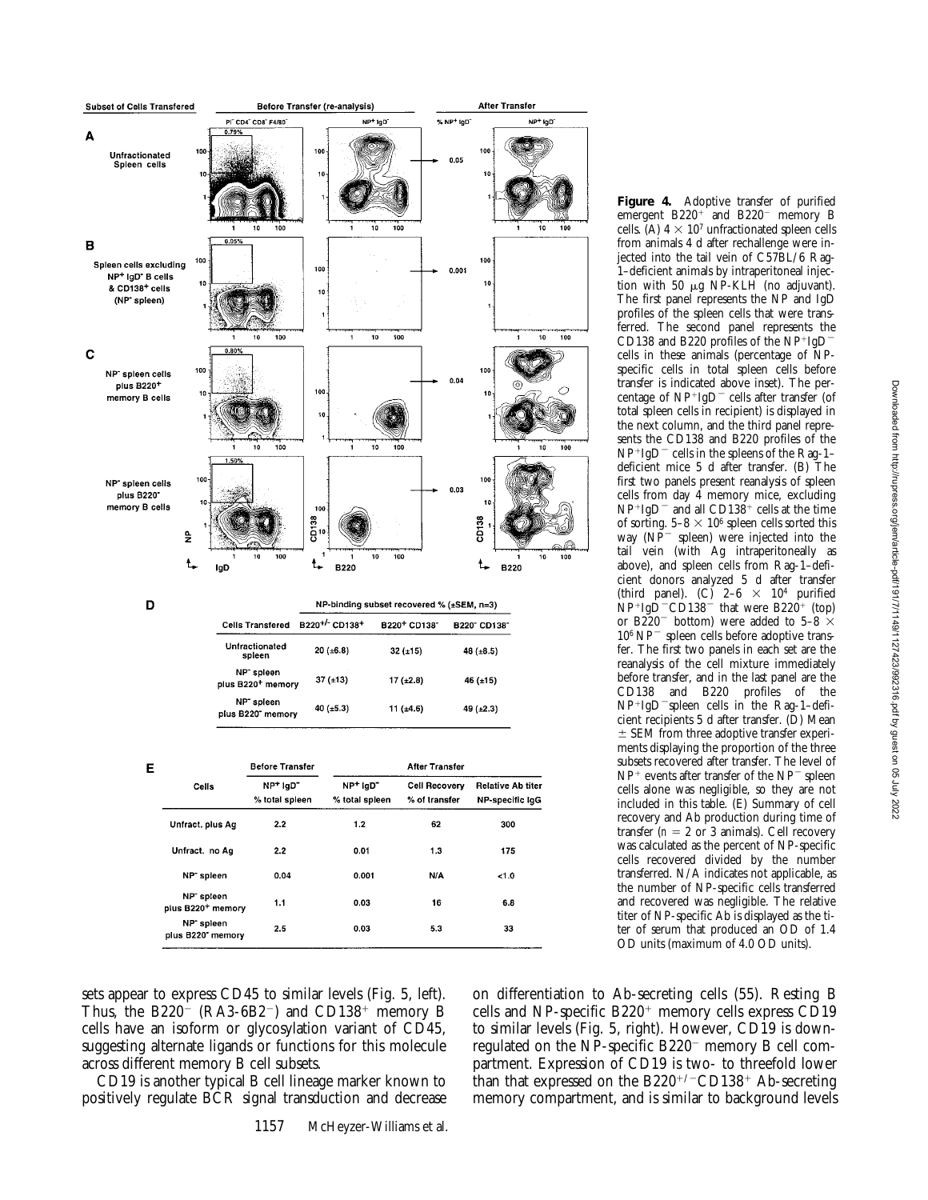**Figure 4.** Adoptive transfer of purified emergent B220$^+$ and B220$^-$ memory B cells. (A) $4 \times 10^7$ unfractionated spleen cells from animals 4 d after rechallenge were injected into the tail vein of C57BL/6 Rag-1–deficient animals by intraperitoneal injection with 50 μg NP-KLH (no adjuvant). The first panel represents the NP and IgD profiles of the spleen cells that were transferred. The second panel represents the CD138 and B220 profiles of the NP$^+$IgD$^-$ cells in these animals (percentage of NP-specific cells in total spleen cells before transfer is indicated above inset). The percentage of NP$^+$IgD$^-$ cells after transfer (of total spleen cells in recipient) is displayed in the next column, and the third panel represents the CD138 and B220 profiles of the NP$^+$IgD$^-$ cells in the spleens of the Rag-1–deficient mice 5 d after transfer. (B) The first two panels present reanalysis of spleen cells from day 4 memory mice, excluding NP$^+$IgD$^-$ and all CD138$^+$ cells at the time of sorting. $5–8 \times 10^6$ spleen cells sorted this way (NP$^-$ spleen) were injected into the tail vein (with Ag intraperitoneally as above), and spleen cells from Rag-1–deficient donors analyzed 5 d after transfer (third panel). (C) $2–6 \times 10^4$ purified NP$^+$IgD$^-$CD138$^-$ that were B220$^+$ (top) or B220$^-$ bottom) were added to $5–8 \times 10^6$ NP$^-$ spleen cells before adoptive transfer. The first two panels in each set are the reanalysis of the cell mixture immediately before transfer, and in the last panel are the CD138 and B220 profiles of the NP$^+$IgD$^-$spleen cells in the Rag-1–deficient recipients 5 d after transfer. (D) Mean ± SEM from three adoptive transfer experiments displaying the proportion of the three subsets recovered after transfer. The level of NP$^+$ events after transfer of the NP$^-$ spleen cells alone was negligible, so they are not included in this table. (E) Summary of cell recovery and Ab production during time of transfer ($n$ = 2 or 3 animals). Cell recovery was calculated as the percent of NP-specific cells recovered divided by the number transferred. N/A indicates not applicable, as the number of NP-specific cells transferred and recovered was negligible. The relative titer of NP-specific Ab is displayed as the titer of serum that produced an OD of 1.4 OD units (maximum of 4.0 OD units).

D

| Cells Transfered | NP-binding subset recovered % (±SEM, n=3) | | |
|---|---|---|---|
| | B220$^{+/-}$ CD138$^+$ | B220$^+$ CD138$^-$ | B220$^-$ CD138$^-$ |
| Unfractionated spleen | 20 (±6.8) | 32 (±15) | 48 (±8.5) |
| NP$^-$ spleen plus B220$^+$ memory | 37 (±13) | 17 (±2.8) | 46 (±15) |
| NP$^-$ spleen plus B220$^-$ memory | 40 (±5.3) | 11 (±4.6) | 49 (±2.3) |

E

| Cells | Before Transfer | After Transfer | | |
|---|---|---|---|---|
| | NP$^+$ IgD$^-$ % total spleen | NP$^+$ IgD$^-$ % total spleen | Cell Recovery % of transfer | Relative Ab titer NP-specific IgG |
| Unfract. plus Ag | 2.2 | 1.2 | 62 | 300 |
| Unfract. no Ag | 2.2 | 0.01 | 1.3 | 175 |
| NP$^-$ spleen | 0.04 | 0.001 | N/A | <1.0 |
| NP$^-$ spleen plus B220$^+$ memory | 1.1 | 0.03 | 16 | 6.8 |
| NP$^-$ spleen plus B220$^-$ memory | 2.5 | 0.03 | 5.3 | 33 |

sets appear to express CD45 to similar levels (Fig. 5, left). Thus, the B220$^-$ (RA3-6B2$^-$) and CD138$^+$ memory B cells have an isoform or glycosylation variant of CD45, suggesting alternate ligands or functions for this molecule across different memory B cell subsets.

CD19 is another typical B cell lineage marker known to positively regulate BCR signal transduction and decrease on differentiation to Ab-secreting cells (55). Resting B cells and NP-specific B220$^+$ memory cells express CD19 to similar levels (Fig. 5, right). However, CD19 is downregulated on the NP-specific B220$^-$ memory B cell compartment. Expression of CD19 is two- to threefold lower than that expressed on the B220$^{+/-}$CD138$^+$ Ab-secreting memory compartment, and is similar to background levels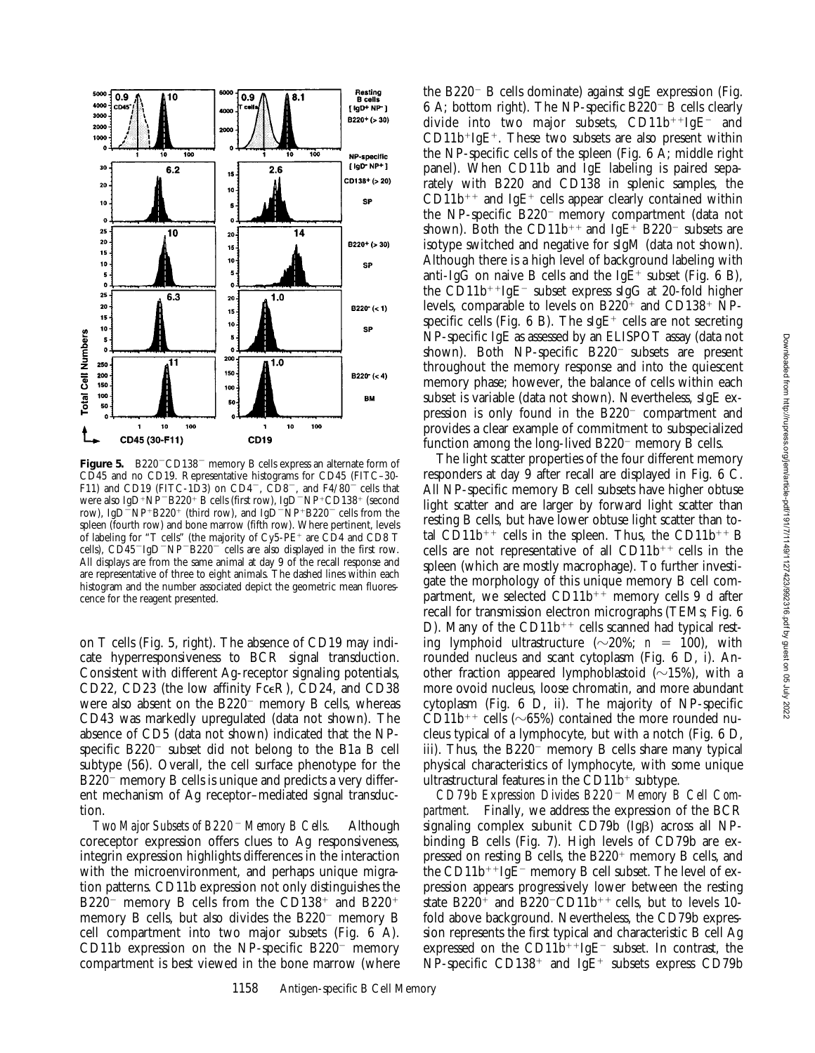**Figure 5.** B220−CD138− memory B cells express an alternate form of CD45 and no CD19. Representative histograms for CD45 (FITC–30-F11) and CD19 (FITC-1D3) on CD4−, CD8−, and F4/80− cells that were also IgD+NP−B220+ B cells (first row), IgD−NP+CD138+ (second row), IgD−NP+B220+ (third row), and IgD−NP+B220− cells from the spleen (fourth row) and bone marrow (fifth row). Where pertinent, levels of labeling for "T cells" (the majority of Cy5-PE+ are CD4 and CD8 T cells), CD45−IgD−NP−B220− cells are also displayed in the first row. All displays are from the same animal at day 9 of the recall response and are representative of three to eight animals. The dashed lines within each histogram and the number associated depict the geometric mean fluorescence for the reagent presented.

on T cells (Fig. 5, right). The absence of CD19 may indicate hyperresponsiveness to BCR signal transduction. Consistent with different Ag-receptor signaling potentials, CD22, CD23 (the low affinity FcεR), CD24, and CD38 were also absent on the B220− memory B cells, whereas CD43 was markedly upregulated (data not shown). The absence of CD5 (data not shown) indicated that the NP-specific B220− subset did not belong to the B1a B cell subtype (56). Overall, the cell surface phenotype for the B220− memory B cells is unique and predicts a very different mechanism of Ag receptor–mediated signal transduction.

*Two Major Subsets of B220− Memory B Cells.* Although coreceptor expression offers clues to Ag responsiveness, integrin expression highlights differences in the interaction with the microenvironment, and perhaps unique migration patterns. CD11b expression not only distinguishes the B220− memory B cells from the CD138+ and B220+ memory B cells, but also divides the B220− memory B cell compartment into two major subsets (Fig. 6 A). CD11b expression on the NP-specific B220− memory compartment is best viewed in the bone marrow (where the B220− B cells dominate) against sIgE expression (Fig. 6 A; bottom right). The NP-specific B220− B cells clearly divide into two major subsets, CD11b++IgE− and CD11b+IgE+. These two subsets are also present within the NP-specific cells of the spleen (Fig. 6 A; middle right panel). When CD11b and IgE labeling is paired separately with B220 and CD138 in splenic samples, the CD11b++ and IgE+ cells appear clearly contained within the NP-specific B220− memory compartment (data not shown). Both the CD11b++ and IgE+ B220− subsets are isotype switched and negative for sIgM (data not shown). Although there is a high level of background labeling with anti-IgG on naive B cells and the IgE+ subset (Fig. 6 B), the CD11b++IgE− subset express sIgG at 20-fold higher levels, comparable to levels on B220+ and CD138+ NP-specific cells (Fig. 6 B). The sIgE+ cells are not secreting NP-specific IgE as assessed by an ELISPOT assay (data not shown). Both NP-specific B220− subsets are present throughout the memory response and into the quiescent memory phase; however, the balance of cells within each subset is variable (data not shown). Nevertheless, sIgE expression is only found in the B220− compartment and provides a clear example of commitment to subspecialized function among the long-lived B220− memory B cells.

The light scatter properties of the four different memory responders at day 9 after recall are displayed in Fig. 6 C. All NP-specific memory B cell subsets have higher obtuse light scatter and are larger by forward light scatter than resting B cells, but have lower obtuse light scatter than total CD11b++ cells in the spleen. Thus, the CD11b++ B cells are not representative of all CD11b++ cells in the spleen (which are mostly macrophage). To further investigate the morphology of this unique memory B cell compartment, we selected CD11b++ memory cells 9 d after recall for transmission electron micrographs (TEMs; Fig. 6 D). Many of the CD11b++ cells scanned had typical resting lymphoid ultrastructure (∼20%; $n = 100$), with rounded nucleus and scant cytoplasm (Fig. 6 D, i). Another fraction appeared lymphoblastoid (∼15%), with a more ovoid nucleus, loose chromatin, and more abundant cytoplasm (Fig. 6 D, ii). The majority of NP-specific CD11b++ cells (∼65%) contained the more rounded nucleus typical of a lymphocyte, but with a notch (Fig. 6 D, iii). Thus, the B220− memory B cells share many typical physical characteristics of lymphocyte, with some unique ultrastructural features in the CD11b+ subtype.

*CD79b Expression Divides B220− Memory B Cell Compartment.* Finally, we address the expression of the BCR signaling complex subunit CD79b (Igβ) across all NP-binding B cells (Fig. 7). High levels of CD79b are expressed on resting B cells, the B220+ memory B cells, and the CD11b++IgE− memory B cell subset. The level of expression appears progressively lower between the resting state B220+ and B220−CD11b++ cells, but to levels 10-fold above background. Nevertheless, the CD79b expression represents the first typical and characteristic B cell Ag expressed on the CD11b++IgE− subset. In contrast, the NP-specific CD138+ and IgE+ subsets express CD79b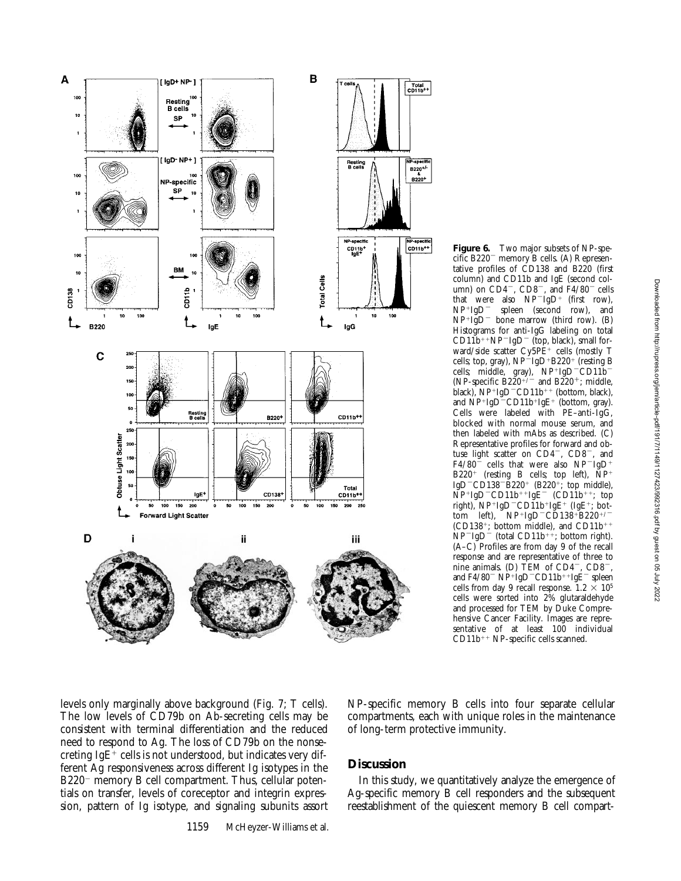**Figure 6.** Two major subsets of NP-specific B220⁻ memory B cells. (A) Representative profiles of CD138 and B220 (first column) and CD11b and IgE (second column) on CD4⁻, CD8⁻, and F4/80⁻ cells that were also NP⁻IgD⁺ (first row), NP⁺IgD⁻ spleen (second row), and NP⁺IgD⁻ bone marrow (third row). (B) Histograms for anti-IgG labeling on total CD11b⁺⁺NP⁻IgD⁻ (top, black), small forward/side scatter Cy5PE⁺ cells (mostly T cells; top, gray), NP⁻IgD⁺B220⁺ (resting B cells; middle, gray), NP⁺IgD⁻CD11b⁻ (NP-specific B220⁺/⁻ and B220⁺; middle, black), NP⁺IgD⁻CD11b⁺⁺ (bottom, black), and NP⁺IgD⁻CD11b⁺IgE⁺ (bottom, gray). Cells were labeled with PE–anti-IgG, blocked with normal mouse serum, and then labeled with mAbs as described. (C) Representative profiles for forward and obtuse light scatter on CD4⁻, CD8⁻, and F4/80⁻ cells that were also NP⁻IgD⁺B220⁺ (resting B cells; top left), NP⁺IgD⁻CD138⁻B220⁺ (B220⁺; top middle), NP⁺IgD⁻CD11b⁺⁺IgE⁻ (CD11b⁺⁺; top right), NP⁺IgD⁻CD11b⁺IgE⁺ (IgE⁺; bottom left), NP⁺IgD⁻CD138⁺B220⁺/⁻ (CD138⁺; bottom middle), and CD11b⁺⁺NP⁻IgD⁻ (total CD11b⁺⁺; bottom right). (A–C) Profiles are from day 9 of the recall response and are representative of three to nine animals. (D) TEM of CD4⁻, CD8⁻, and F4/80⁻ NP⁺IgD⁻CD11b⁺⁺IgE⁻ spleen cells from day 9 recall response. $1.2 \times 10^5$ cells were sorted into 2% glutaraldehyde and processed for TEM by Duke Comprehensive Cancer Facility. Images are representative of at least 100 individual CD11b⁺⁺ NP-specific cells scanned.

levels only marginally above background (Fig. 7; T cells). The low levels of CD79b on Ab-secreting cells may be consistent with terminal differentiation and the reduced need to respond to Ag. The loss of CD79b on the nonsecreting IgE⁺ cells is not understood, but indicates very different Ag responsiveness across different Ig isotypes in the B220⁻ memory B cell compartment. Thus, cellular potentials on transfer, levels of coreceptor and integrin expression, pattern of Ig isotype, and signaling subunits assort NP-specific memory B cells into four separate cellular compartments, each with unique roles in the maintenance of long-term protective immunity.

## Discussion

In this study, we quantitatively analyze the emergence of Ag-specific memory B cell responders and the subsequent reestablishment of the quiescent memory B cell compart-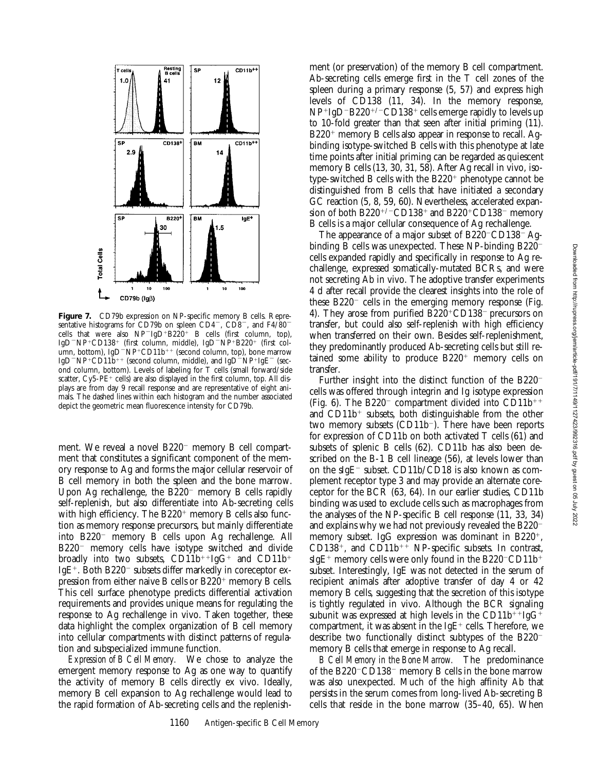**Figure 7.** CD79b expression on NP-specific memory B cells. Representative histograms for CD79b on spleen CD4⁻, CD8⁻, and F4/80⁻ cells that were also NP⁻IgD⁺B220⁺ B cells (first column, top), IgD⁻NP⁺CD138⁺ (first column, middle), IgD⁻NP⁺B220⁺ (first column, bottom), IgD⁻NP⁺CD11b⁺⁺ (second column, top), bone marrow IgD⁻NP⁺CD11b⁺⁺ (second column, middle), and IgD⁻NP⁺IgE⁺ (second column, bottom). Levels of labeling for T cells (small forward/side scatter, Cy5-PE⁺ cells) are also displayed in the first column, top. All displays are from day 9 recall response and are representative of eight animals. The dashed lines within each histogram and the number associated depict the geometric mean fluorescence intensity for CD79b.

ment. We reveal a novel B220⁻ memory B cell compartment that constitutes a significant component of the memory response to Ag and forms the major cellular reservoir of B cell memory in both the spleen and the bone marrow. Upon Ag rechallenge, the B220⁻ memory B cells rapidly self-replenish, but also differentiate into Ab-secreting cells with high efficiency. The B220⁺ memory B cells also function as memory response precursors, but mainly differentiate into B220⁻ memory B cells upon Ag rechallenge. All B220⁻ memory cells have isotype switched and divide broadly into two subsets, CD11b⁺⁺IgG⁺ and CD11b⁺ IgE⁺. Both B220⁻ subsets differ markedly in coreceptor expression from either naive B cells or B220⁺ memory B cells. This cell surface phenotype predicts differential activation requirements and provides unique means for regulating the response to Ag rechallenge in vivo. Taken together, these data highlight the complex organization of B cell memory into cellular compartments with distinct patterns of regulation and subspecialized immune function.

*Expression of B Cell Memory.* We chose to analyze the emergent memory response to Ag as one way to quantify the activity of memory B cells directly ex vivo. Ideally, memory B cell expansion to Ag rechallenge would lead to the rapid formation of Ab-secreting cells and the replenishment (or preservation) of the memory B cell compartment. Ab-secreting cells emerge first in the T cell zones of the spleen during a primary response (5, 57) and express high levels of CD138 (11, 34). In the memory response, NP⁺IgD⁻B220⁺/⁻CD138⁺ cells emerge rapidly to levels up to 10-fold greater than that seen after initial priming (11). B220⁺ memory B cells also appear in response to recall. Ag-binding isotype-switched B cells with this phenotype at late time points after initial priming can be regarded as quiescent memory B cells (13, 30, 31, 58). After Ag recall in vivo, isotype-switched B cells with the B220⁺ phenotype cannot be distinguished from B cells that have initiated a secondary GC reaction (5, 8, 59, 60). Nevertheless, accelerated expansion of both B220⁺/⁻CD138⁺ and B220⁺CD138⁻ memory B cells is a major cellular consequence of Ag rechallenge.

The appearance of a major subset of B220⁻CD138⁻ Ag-binding B cells was unexpected. These NP-binding B220⁻ cells expanded rapidly and specifically in response to Ag rechallenge, expressed somatically-mutated BCRs, and were not secreting Ab in vivo. The adoptive transfer experiments 4 d after recall provide the clearest insights into the role of these B220⁻ cells in the emerging memory response (Fig. 4). They arose from purified B220⁺CD138⁻ precursors on transfer, but could also self-replenish with high efficiency when transferred on their own. Besides self-replenishment, they predominantly produced Ab-secreting cells but still retained some ability to produce B220⁺ memory cells on transfer.

Further insight into the distinct function of the B220⁻ cells was offered through integrin and Ig isotype expression (Fig. 6). The B220⁻ compartment divided into CD11b⁺⁺ and CD11b⁺ subsets, both distinguishable from the other two memory subsets (CD11b⁻). There have been reports for expression of CD11b on both activated T cells (61) and subsets of splenic B cells (62). CD11b has also been described on the B-1 B cell lineage (56), at levels lower than on the sIgE⁻ subset. CD11b/CD18 is also known as complement receptor type 3 and may provide an alternate coreceptor for the BCR (63, 64). In our earlier studies, CD11b binding was used to exclude cells such as macrophages from the analyses of the NP-specific B cell response (11, 33, 34) and explains why we had not previously revealed the B220⁻ memory subset. IgG expression was dominant in B220⁺, CD138⁺, and CD11b⁺⁺ NP-specific subsets. In contrast, sIgE⁺ memory cells were only found in the B220⁻CD11b⁺ subset. Interestingly, IgE was not detected in the serum of recipient animals after adoptive transfer of day 4 or 42 memory B cells, suggesting that the secretion of this isotype is tightly regulated in vivo. Although the BCR signaling subunit was expressed at high levels in the CD11b⁺⁺IgG⁺ compartment, it was absent in the IgE⁺ cells. Therefore, we describe two functionally distinct subtypes of the B220⁻ memory B cells that emerge in response to Ag recall.

*B Cell Memory in the Bone Marrow.* The predominance of the B220⁻CD138⁻ memory B cells in the bone marrow was also unexpected. Much of the high affinity Ab that persists in the serum comes from long-lived Ab-secreting B cells that reside in the bone marrow (35–40, 65). When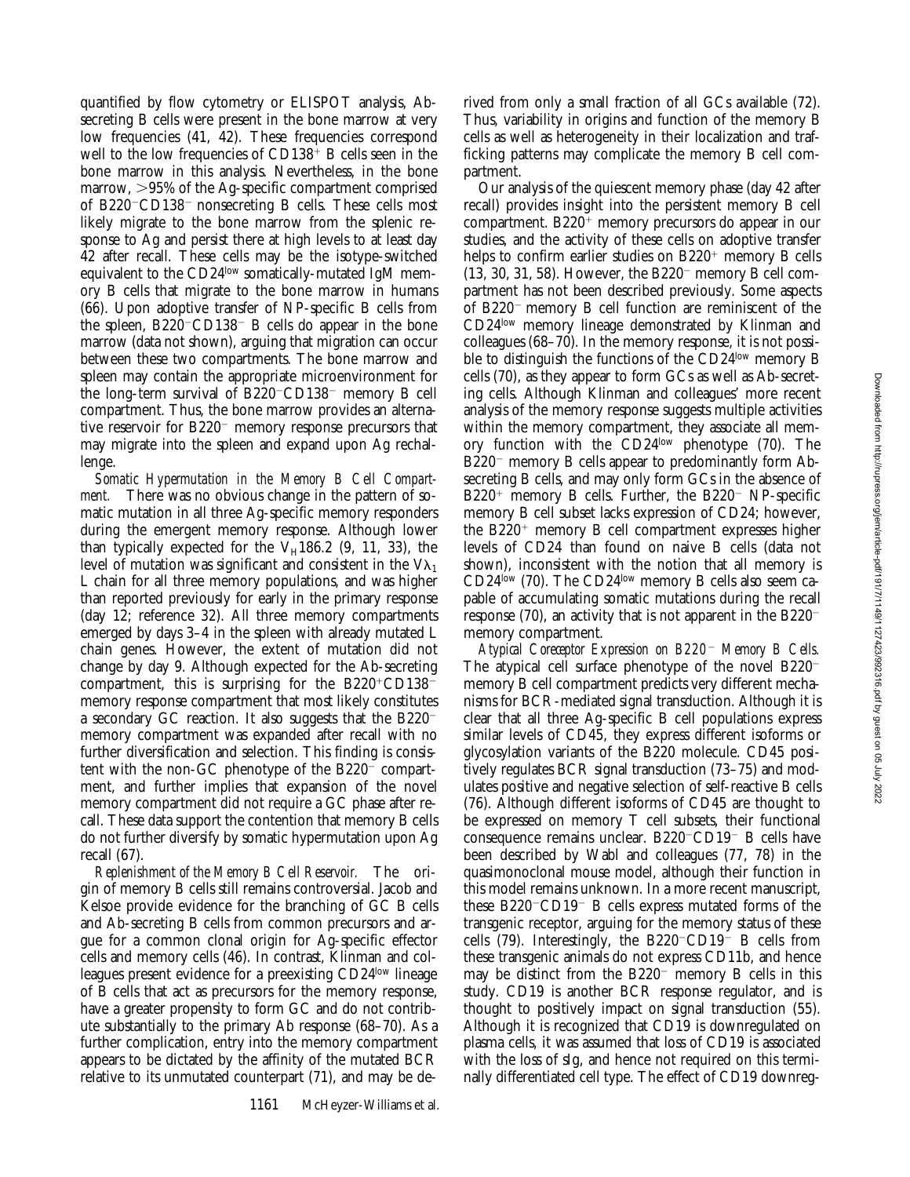quantified by flow cytometry or ELISPOT analysis, Ab-secreting B cells were present in the bone marrow at very low frequencies (41, 42). These frequencies correspond well to the low frequencies of CD138$^+$ B cells seen in the bone marrow in this analysis. Nevertheless, in the bone marrow, >95% of the Ag-specific compartment comprised of B220$^-$CD138$^-$ nonsecreting B cells. These cells most likely migrate to the bone marrow from the splenic response to Ag and persist there at high levels to at least day 42 after recall. These cells may be the isotype-switched equivalent to the CD24$^{low}$ somatically-mutated IgM memory B cells that migrate to the bone marrow in humans (66). Upon adoptive transfer of NP-specific B cells from the spleen, B220$^-$CD138$^-$ B cells do appear in the bone marrow (data not shown), arguing that migration can occur between these two compartments. The bone marrow and spleen may contain the appropriate microenvironment for the long-term survival of B220$^-$CD138$^-$ memory B cell compartment. Thus, the bone marrow provides an alternative reservoir for B220$^-$ memory response precursors that may migrate into the spleen and expand upon Ag rechallenge.

*Somatic Hypermutation in the Memory B Cell Compartment.* There was no obvious change in the pattern of somatic mutation in all three Ag-specific memory responders during the emergent memory response. Although lower than typically expected for the $V_H$186.2 (9, 11, 33), the level of mutation was significant and consistent in the $V\lambda_1$ L chain for all three memory populations, and was higher than reported previously for early in the primary response (day 12; reference 32). All three memory compartments emerged by days 3–4 in the spleen with already mutated L chain genes. However, the extent of mutation did not change by day 9. Although expected for the Ab-secreting compartment, this is surprising for the B220$^+$CD138$^-$ memory response compartment that most likely constitutes a secondary GC reaction. It also suggests that the B220$^-$ memory compartment was expanded after recall with no further diversification and selection. This finding is consistent with the non-GC phenotype of the B220$^-$ compartment, and further implies that expansion of the novel memory compartment did not require a GC phase after recall. These data support the contention that memory B cells do not further diversify by somatic hypermutation upon Ag recall (67).

*Replenishment of the Memory B Cell Reservoir.* The origin of memory B cells still remains controversial. Jacob and Kelsoe provide evidence for the branching of GC B cells and Ab-secreting B cells from common precursors and argue for a common clonal origin for Ag-specific effector cells and memory cells (46). In contrast, Klinman and colleagues present evidence for a preexisting CD24$^{low}$ lineage of B cells that act as precursors for the memory response, have a greater propensity to form GC and do not contribute substantially to the primary Ab response (68–70). As a further complication, entry into the memory compartment appears to be dictated by the affinity of the mutated BCR relative to its unmutated counterpart (71), and may be derived from only a small fraction of all GCs available (72). Thus, variability in origins and function of the memory B cells as well as heterogeneity in their localization and trafficking patterns may complicate the memory B cell compartment.

Our analysis of the quiescent memory phase (day 42 after recall) provides insight into the persistent memory B cell compartment. B220$^+$ memory precursors do appear in our studies, and the activity of these cells on adoptive transfer helps to confirm earlier studies on B220$^+$ memory B cells (13, 30, 31, 58). However, the B220$^-$ memory B cell compartment has not been described previously. Some aspects of B220$^-$ memory B cell function are reminiscent of the CD24$^{low}$ memory lineage demonstrated by Klinman and colleagues (68–70). In the memory response, it is not possible to distinguish the functions of the CD24$^{low}$ memory B cells (70), as they appear to form GCs as well as Ab-secreting cells. Although Klinman and colleagues' more recent analysis of the memory response suggests multiple activities within the memory compartment, they associate all memory function with the CD24$^{low}$ phenotype (70). The B220$^-$ memory B cells appear to predominantly form Ab-secreting B cells, and may only form GCs in the absence of B220$^+$ memory B cells. Further, the B220$^-$ NP-specific memory B cell subset lacks expression of CD24; however, the B220$^+$ memory B cell compartment expresses higher levels of CD24 than found on naive B cells (data not shown), inconsistent with the notion that all memory is CD24$^{low}$ (70). The CD24$^{low}$ memory B cells also seem capable of accumulating somatic mutations during the recall response (70), an activity that is not apparent in the B220$^-$ memory compartment.

*Atypical Coreceptor Expression on B220$^-$ Memory B Cells.* The atypical cell surface phenotype of the novel B220$^-$ memory B cell compartment predicts very different mechanisms for BCR-mediated signal transduction. Although it is clear that all three Ag-specific B cell populations express similar levels of CD45, they express different isoforms or glycosylation variants of the B220 molecule. CD45 positively regulates BCR signal transduction (73–75) and modulates positive and negative selection of self-reactive B cells (76). Although different isoforms of CD45 are thought to be expressed on memory T cell subsets, their functional consequence remains unclear. B220$^-$CD19$^-$ B cells have been described by Wabl and colleagues (77, 78) in the quasimonoclonal mouse model, although their function in this model remains unknown. In a more recent manuscript, these B220$^-$CD19$^-$ B cells express mutated forms of the transgenic receptor, arguing for the memory status of these cells (79). Interestingly, the B220$^-$CD19$^-$ B cells from these transgenic animals do not express CD11b, and hence may be distinct from the B220$^-$ memory B cells in this study. CD19 is another BCR response regulator, and is thought to positively impact on signal transduction (55). Although it is recognized that CD19 is downregulated on plasma cells, it was assumed that loss of CD19 is associated with the loss of sIg, and hence not required on this terminally differentiated cell type. The effect of CD19 downreg-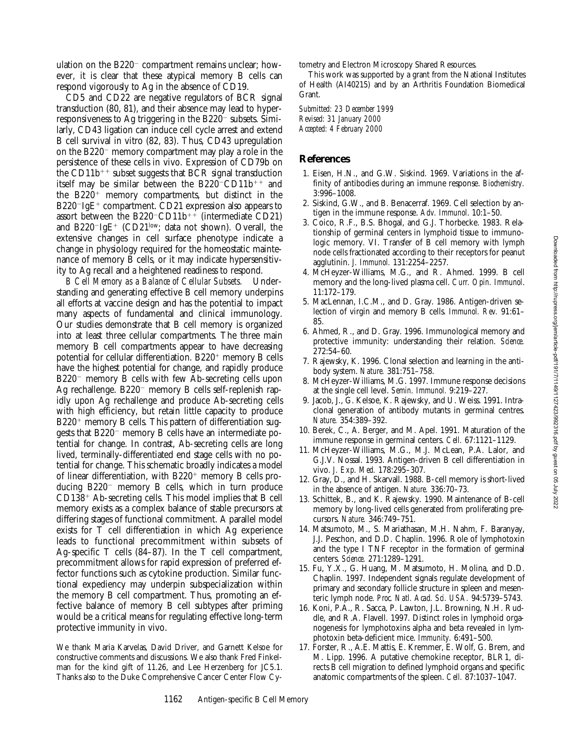ulation on the B220$^-$ compartment remains unclear; however, it is clear that these atypical memory B cells can respond vigorously to Ag in the absence of CD19.

CD5 and CD22 are negative regulators of BCR signal transduction (80, 81), and their absence may lead to hyperresponsiveness to Ag triggering in the B220$^-$ subsets. Similarly, CD43 ligation can induce cell cycle arrest and extend B cell survival in vitro (82, 83). Thus, CD43 upregulation on the B220$^-$ memory compartment may play a role in the persistence of these cells in vivo. Expression of CD79b on the CD11b$^{++}$ subset suggests that BCR signal transduction itself may be similar between the B220$^-$CD11b$^{++}$ and the B220$^+$ memory compartments, but distinct in the B220$^-$IgE$^+$ compartment. CD21 expression also appears to assort between the B220$^-$CD11b$^{++}$ (intermediate CD21) and B220$^-$IgE$^+$ (CD21$^{low}$; data not shown). Overall, the extensive changes in cell surface phenotype indicate a change in physiology required for the homeostatic maintenance of memory B cells, or it may indicate hypersensitivity to Ag recall and a heightened readiness to respond.

*B Cell Memory as a Balance of Cellular Subsets.* Understanding and generating effective B cell memory underpins all efforts at vaccine design and has the potential to impact many aspects of fundamental and clinical immunology. Our studies demonstrate that B cell memory is organized into at least three cellular compartments. The three main memory B cell compartments appear to have decreasing potential for cellular differentiation. B220$^+$ memory B cells have the highest potential for change, and rapidly produce B220$^-$ memory B cells with few Ab-secreting cells upon Ag rechallenge. B220$^-$ memory B cells self-replenish rapidly upon Ag rechallenge and produce Ab-secreting cells with high efficiency, but retain little capacity to produce B220$^+$ memory B cells. This pattern of differentiation suggests that B220$^-$ memory B cells have an intermediate potential for change. In contrast, Ab-secreting cells are long lived, terminally-differentiated end stage cells with no potential for change. This schematic broadly indicates a model of linear differentiation, with B220$^+$ memory B cells producing B220$^-$ memory B cells, which in turn produce CD138$^+$ Ab-secreting cells. This model implies that B cell memory exists as a complex balance of stable precursors at differing stages of functional commitment. A parallel model exists for T cell differentiation in which Ag experience leads to functional precommitment within subsets of Ag-specific T cells (84–87). In the T cell compartment, precommitment allows for rapid expression of preferred effector functions such as cytokine production. Similar functional expediency may underpin subspecialization within the memory B cell compartment. Thus, promoting an effective balance of memory B cell subtypes after priming would be a critical means for regulating effective long-term protective immunity in vivo.

We thank Maria Karvelas, David Driver, and Garnett Kelsoe for constructive comments and discussions. We also thank Fred Finkelman for the kind gift of 11.26, and Lee Herzenberg for JC5.1. Thanks also to the Duke Comprehensive Cancer Center Flow Cytometry and Electron Microscopy Shared Resources.

This work was supported by a grant from the National Institutes of Health (AI40215) and by an Arthritis Foundation Biomedical Grant.

*Submitted: 23 December 1999*
*Revised: 31 January 2000*
*Accepted: 4 February 2000*

## References

1. Eisen, H.N., and G.W. Siskind. 1969. Variations in the affinity of antibodies during an immune response. *Biochemistry.* 3:996–1008.
2. Siskind, G.W., and B. Benacerraf. 1969. Cell selection by antigen in the immune response. *Adv. Immunol.* 10:1–50.
3. Coico, R.F., B.S. Bhogal, and G.J. Thorbecke. 1983. Relationship of germinal centers in lymphoid tissue to immunologic memory. VI. Transfer of B cell memory with lymph node cells fractionated according to their receptors for peanut agglutinin. *J. Immunol.* 131:2254–2257.
4. McHeyzer-Williams, M.G., and R. Ahmed. 1999. B cell memory and the long-lived plasma cell. *Curr. Opin. Immunol.* 11:172–179.
5. MacLennan, I.C.M., and D. Gray. 1986. Antigen-driven selection of virgin and memory B cells. *Immunol. Rev.* 91:61–85.
6. Ahmed, R., and D. Gray. 1996. Immunological memory and protective immunity: understanding their relation. *Science.* 272:54–60.
7. Rajewsky, K. 1996. Clonal selection and learning in the antibody system. *Nature.* 381:751–758.
8. McHeyzer-Williams, M.G. 1997. Immune response decisions at the single cell level. *Semin. Immunol.* 9:219–227.
9. Jacob, J., G. Kelsoe, K. Rajewsky, and U. Weiss. 1991. Intraclonal generation of antibody mutants in germinal centres. *Nature.* 354:389–392.
10. Berek, C., A. Berger, and M. Apel. 1991. Maturation of the immune response in germinal centers. *Cell.* 67:1121–1129.
11. McHeyzer-Williams, M.G., M.J. McLean, P.A. Lalor, and G.J.V. Nossal. 1993. Antigen-driven B cell differentiation in vivo. *J. Exp. Med.* 178:295–307.
12. Gray, D., and H. Skarvall. 1988. B-cell memory is short-lived in the absence of antigen. *Nature.* 336:70–73.
13. Schittek, B., and K. Rajewsky. 1990. Maintenance of B-cell memory by long-lived cells generated from proliferating precursors. *Nature.* 346:749–751.
14. Matsumoto, M., S. Mariathasan, M.H. Nahm, F. Baranyay, J.J. Peschon, and D.D. Chaplin. 1996. Role of lymphotoxin and the type I TNF receptor in the formation of germinal centers. *Science.* 271:1289–1291.
15. Fu, Y.X., G. Huang, M. Matsumoto, H. Molina, and D.D. Chaplin. 1997. Independent signals regulate development of primary and secondary follicle structure in spleen and mesenteric lymph node. *Proc. Natl. Acad. Sci. USA.* 94:5739–5743.
16. Koni, P.A., R. Sacca, P. Lawton, J.L. Browning, N.H. Ruddle, and R.A. Flavell. 1997. Distinct roles in lymphoid organogenesis for lymphotoxins alpha and beta revealed in lymphotoxin beta-deficient mice. *Immunity.* 6:491–500.
17. Forster, R., A.E. Mattis, E. Kremmer, E. Wolf, G. Brem, and M. Lipp. 1996. A putative chemokine receptor, BLR1, directs B cell migration to defined lymphoid organs and specific anatomic compartments of the spleen. *Cell.* 87:1037–1047.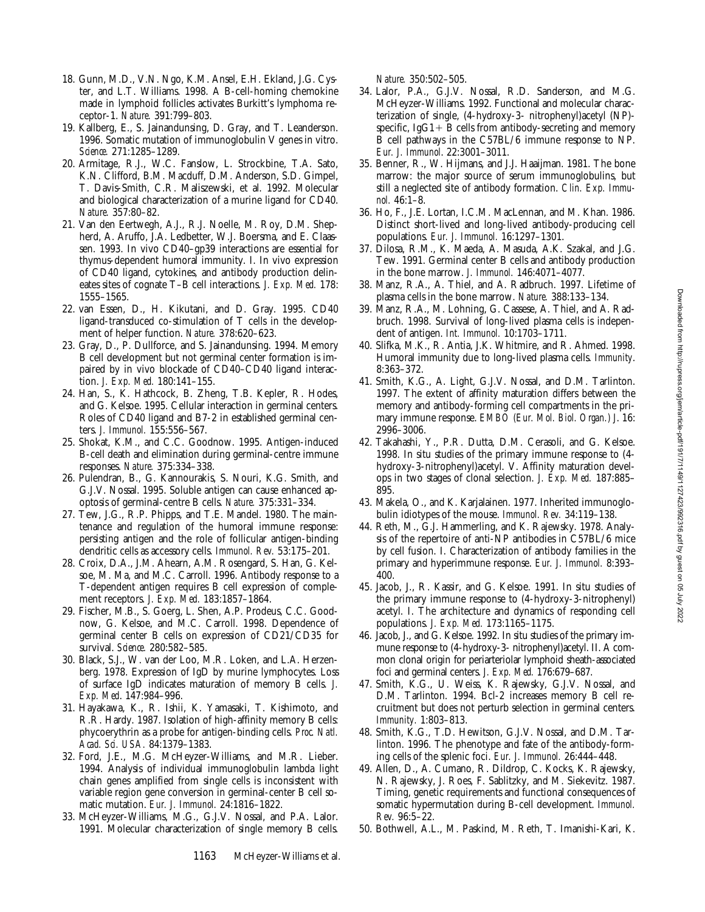18. Gunn, M.D., V.N. Ngo, K.M. Ansel, E.H. Ekland, J.G. Cyster, and L.T. Williams. 1998. A B-cell-homing chemokine made in lymphoid follicles activates Burkitt's lymphoma receptor-1. *Nature.* 391:799–803.
19. Kallberg, E., S. Jainandunsing, D. Gray, and T. Leanderson. 1996. Somatic mutation of immunoglobulin V genes in vitro. *Science.* 271:1285–1289.
20. Armitage, R.J., W.C. Fanslow, L. Strockbine, T.A. Sato, K.N. Clifford, B.M. Macduff, D.M. Anderson, S.D. Gimpel, T. Davis-Smith, C.R. Maliszewski, et al. 1992. Molecular and biological characterization of a murine ligand for CD40. *Nature.* 357:80–82.
21. Van den Eertwegh, A.J., R.J. Noelle, M. Roy, D.M. Shepherd, A. Aruffo, J.A. Ledbetter, W.J. Boersma, and E. Claassen. 1993. In vivo CD40–gp39 interactions are essential for thymus-dependent humoral immunity. I. In vivo expression of CD40 ligand, cytokines, and antibody production delineates sites of cognate T–B cell interactions. *J. Exp. Med.* 178: 1555–1565.
22. van Essen, D., H. Kikutani, and D. Gray. 1995. CD40 ligand-transduced co-stimulation of T cells in the development of helper function. *Nature.* 378:620–623.
23. Gray, D., P. Dullforce, and S. Jainandunsing. 1994. Memory B cell development but not germinal center formation is impaired by in vivo blockade of CD40–CD40 ligand interaction. *J. Exp. Med.* 180:141–155.
24. Han, S., K. Hathcock, B. Zheng, T.B. Kepler, R. Hodes, and G. Kelsoe. 1995. Cellular interaction in germinal centers. Roles of CD40 ligand and B7-2 in established germinal centers. *J. Immunol.* 155:556–567.
25. Shokat, K.M., and C.C. Goodnow. 1995. Antigen-induced B-cell death and elimination during germinal-centre immune responses. *Nature.* 375:334–338.
26. Pulendran, B., G. Kannourakis, S. Nouri, K.G. Smith, and G.J.V. Nossal. 1995. Soluble antigen can cause enhanced apoptosis of germinal-centre B cells. *Nature.* 375:331–334.
27. Tew, J.G., R.P. Phipps, and T.E. Mandel. 1980. The maintenance and regulation of the humoral immune response: persisting antigen and the role of follicular antigen-binding dendritic cells as accessory cells. *Immunol. Rev.* 53:175–201.
28. Croix, D.A., J.M. Ahearn, A.M. Rosengard, S. Han, G. Kelsoe, M. Ma, and M.C. Carroll. 1996. Antibody response to a T-dependent antigen requires B cell expression of complement receptors. *J. Exp. Med.* 183:1857–1864.
29. Fischer, M.B., S. Goerg, L. Shen, A.P. Prodeus, C.C. Goodnow, G. Kelsoe, and M.C. Carroll. 1998. Dependence of germinal center B cells on expression of CD21/CD35 for survival. *Science.* 280:582–585.
30. Black, S.J., W. van der Loo, M.R. Loken, and L.A. Herzenberg. 1978. Expression of IgD by murine lymphocytes. Loss of surface IgD indicates maturation of memory B cells. *J. Exp. Med.* 147:984–996.
31. Hayakawa, K., R. Ishii, K. Yamasaki, T. Kishimoto, and R.R. Hardy. 1987. Isolation of high-affinity memory B cells: phycoerythrin as a probe for antigen-binding cells. *Proc. Natl. Acad. Sci. USA.* 84:1379–1383.
32. Ford, J.E., M.G. McHeyzer-Williams, and M.R. Lieber. 1994. Analysis of individual immunoglobulin lambda light chain genes amplified from single cells is inconsistent with variable region gene conversion in germinal-center B cell somatic mutation. *Eur. J. Immunol.* 24:1816–1822.
33. McHeyzer-Williams, M.G., G.J.V. Nossal, and P.A. Lalor. 1991. Molecular characterization of single memory B cells. *Nature.* 350:502–505.
34. Lalor, P.A., G.J.V. Nossal, R.D. Sanderson, and M.G. McHeyzer-Williams. 1992. Functional and molecular characterization of single, (4-hydroxy-3- nitrophenyl)acetyl (NP)-specific, IgG1+ B cells from antibody-secreting and memory B cell pathways in the C57BL/6 immune response to NP. *Eur. J. Immunol.* 22:3001–3011.
35. Benner, R., W. Hijmans, and J.J. Haaijman. 1981. The bone marrow: the major source of serum immunoglobulins, but still a neglected site of antibody formation. *Clin. Exp. Immunol.* 46:1–8.
36. Ho, F., J.E. Lortan, I.C.M. MacLennan, and M. Khan. 1986. Distinct short-lived and long-lived antibody-producing cell populations. *Eur. J. Immunol.* 16:1297–1301.
37. Dilosa, R.M., K. Maeda, A. Masuda, A.K. Szakal, and J.G. Tew. 1991. Germinal center B cells and antibody production in the bone marrow. *J. Immunol.* 146:4071–4077.
38. Manz, R.A., A. Thiel, and A. Radbruch. 1997. Lifetime of plasma cells in the bone marrow. *Nature.* 388:133–134.
39. Manz, R.A., M. Lohning, G. Cassese, A. Thiel, and A. Radbruch. 1998. Survival of long-lived plasma cells is independent of antigen. *Int. Immunol.* 10:1703–1711.
40. Slifka, M.K., R. Antia, J.K. Whitmire, and R. Ahmed. 1998. Humoral immunity due to long-lived plasma cells. *Immunity.* 8:363–372.
41. Smith, K.G., A. Light, G.J.V. Nossal, and D.M. Tarlinton. 1997. The extent of affinity maturation differs between the memory and antibody-forming cell compartments in the primary immune response. *EMBO (Eur. Mol. Biol. Organ.) J.* 16: 2996–3006.
42. Takahashi, Y., P.R. Dutta, D.M. Cerasoli, and G. Kelsoe. 1998. In situ studies of the primary immune response to (4-hydroxy-3-nitrophenyl)acetyl. V. Affinity maturation develops in two stages of clonal selection. *J. Exp. Med.* 187:885–895.
43. Makela, O., and K. Karjalainen. 1977. Inherited immunoglobulin idiotypes of the mouse. *Immunol. Rev.* 34:119–138.
44. Reth, M., G.J. Hammerling, and K. Rajewsky. 1978. Analysis of the repertoire of anti-NP antibodies in C57BL/6 mice by cell fusion. I. Characterization of antibody families in the primary and hyperimmune response. *Eur. J. Immunol.* 8:393–400.
45. Jacob, J., R. Kassir, and G. Kelsoe. 1991. In situ studies of the primary immune response to (4-hydroxy-3-nitrophenyl) acetyl. I. The architecture and dynamics of responding cell populations. *J. Exp. Med.* 173:1165–1175.
46. Jacob, J., and G. Kelsoe. 1992. In situ studies of the primary immune response to (4-hydroxy-3- nitrophenyl)acetyl. II. A common clonal origin for periarteriolar lymphoid sheath-associated foci and germinal centers. *J. Exp. Med.* 176:679–687.
47. Smith, K.G., U. Weiss, K. Rajewsky, G.J.V. Nossal, and D.M. Tarlinton. 1994. Bcl-2 increases memory B cell recruitment but does not perturb selection in germinal centers. *Immunity.* 1:803–813.
48. Smith, K.G., T.D. Hewitson, G.J.V. Nossal, and D.M. Tarlinton. 1996. The phenotype and fate of the antibody-forming cells of the splenic foci. *Eur. J. Immunol.* 26:444–448.
49. Allen, D., A. Cumano, R. Dildrop, C. Kocks, K. Rajewsky, N. Rajewsky, J. Roes, F. Sablitzky, and M. Siekevitz. 1987. Timing, genetic requirements and functional consequences of somatic hypermutation during B-cell development. *Immunol. Rev.* 96:5–22.
50. Bothwell, A.L., M. Paskind, M. Reth, T. Imanishi-Kari, K.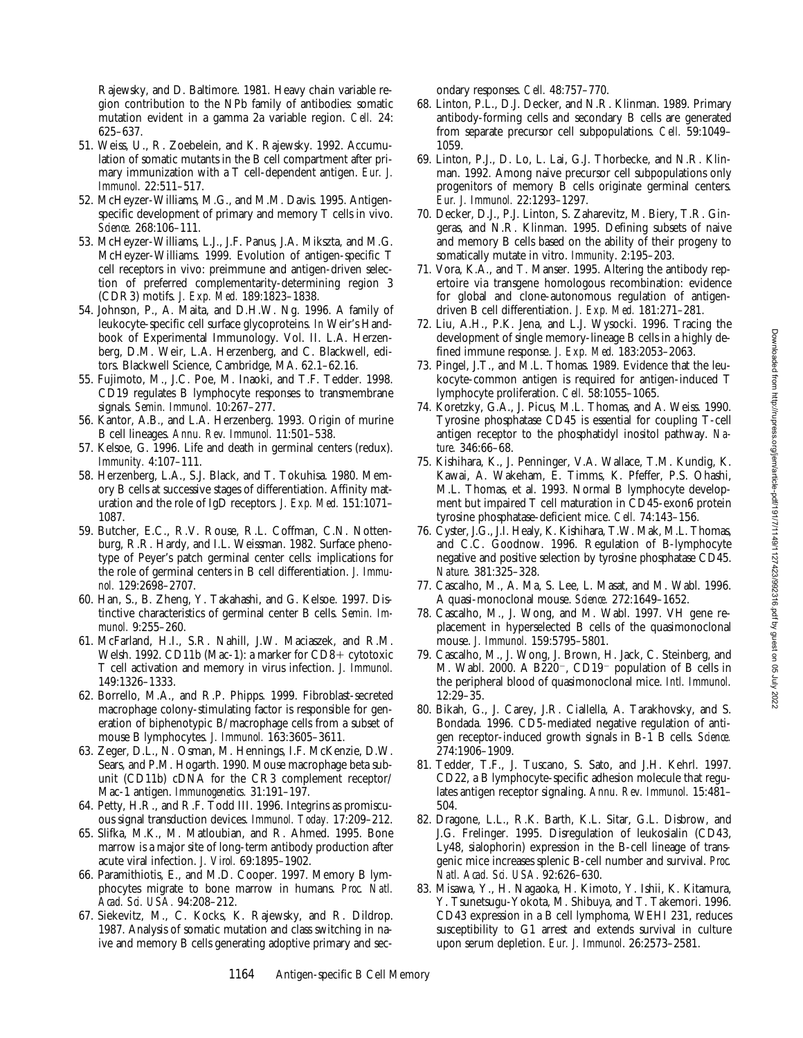Rajewsky, and D. Baltimore. 1981. Heavy chain variable region contribution to the NPb family of antibodies: somatic mutation evident in a gamma 2a variable region. *Cell.* 24:625–637.

51. Weiss, U., R. Zoebelein, and K. Rajewsky. 1992. Accumulation of somatic mutants in the B cell compartment after primary immunization with a T cell-dependent antigen. *Eur. J. Immunol.* 22:511–517.
52. McHeyzer-Williams, M.G., and M.M. Davis. 1995. Antigen-specific development of primary and memory T cells in vivo. *Science.* 268:106–111.
53. McHeyzer-Williams, L.J., J.F. Panus, J.A. Mikszta, and M.G. McHeyzer-Williams. 1999. Evolution of antigen-specific T cell receptors in vivo: preimmune and antigen-driven selection of preferred complementarity-determining region 3 (CDR3) motifs. *J. Exp. Med.* 189:1823–1838.
54. Johnson, P., A. Maita, and D.H.W. Ng. 1996. A family of leukocyte-specific cell surface glycoproteins. *In* Weir's Handbook of Experimental Immunology. Vol. II. L.A. Herzenberg, D.M. Weir, L.A. Herzenberg, and C. Blackwell, editors. Blackwell Science, Cambridge, MA. 62.1–62.16.
55. Fujimoto, M., J.C. Poe, M. Inaoki, and T.F. Tedder. 1998. CD19 regulates B lymphocyte responses to transmembrane signals. *Semin. Immunol.* 10:267–277.
56. Kantor, A.B., and L.A. Herzenberg. 1993. Origin of murine B cell lineages. *Annu. Rev. Immunol.* 11:501–538.
57. Kelsoe, G. 1996. Life and death in germinal centers (redux). *Immunity.* 4:107–111.
58. Herzenberg, L.A., S.J. Black, and T. Tokuhisa. 1980. Memory B cells at successive stages of differentiation. Affinity maturation and the role of IgD receptors. *J. Exp. Med.* 151:1071–1087.
59. Butcher, E.C., R.V. Rouse, R.L. Coffman, C.N. Nottenburg, R.R. Hardy, and I.L. Weissman. 1982. Surface phenotype of Peyer's patch germinal center cells: implications for the role of germinal centers in B cell differentiation. *J. Immunol.* 129:2698–2707.
60. Han, S., B. Zheng, Y. Takahashi, and G. Kelsoe. 1997. Distinctive characteristics of germinal center B cells. *Semin. Immunol.* 9:255–260.
61. McFarland, H.I., S.R. Nahill, J.W. Maciaszek, and R.M. Welsh. 1992. CD11b (Mac-1): a marker for CD8+ cytotoxic T cell activation and memory in virus infection. *J. Immunol.* 149:1326–1333.
62. Borrello, M.A., and R.P. Phipps. 1999. Fibroblast-secreted macrophage colony-stimulating factor is responsible for generation of biphenotypic B/macrophage cells from a subset of mouse B lymphocytes. *J. Immunol.* 163:3605–3611.
63. Zeger, D.L., N. Osman, M. Hennings, I.F. McKenzie, D.W. Sears, and P.M. Hogarth. 1990. Mouse macrophage beta subunit (CD11b) cDNA for the CR3 complement receptor/Mac-1 antigen. *Immunogenetics.* 31:191–197.
64. Petty, H.R., and R.F. Todd III. 1996. Integrins as promiscuous signal transduction devices. *Immunol. Today.* 17:209–212.
65. Slifka, M.K., M. Matloubian, and R. Ahmed. 1995. Bone marrow is a major site of long-term antibody production after acute viral infection. *J. Virol.* 69:1895–1902.
66. Paramithiotis, E., and M.D. Cooper. 1997. Memory B lymphocytes migrate to bone marrow in humans. *Proc. Natl. Acad. Sci. USA.* 94:208–212.
67. Siekevitz, M., C. Kocks, K. Rajewsky, and R. Dildrop. 1987. Analysis of somatic mutation and class switching in naive and memory B cells generating adoptive primary and secondary responses. *Cell.* 48:757–770.
68. Linton, P.L., D.J. Decker, and N.R. Klinman. 1989. Primary antibody-forming cells and secondary B cells are generated from separate precursor cell subpopulations. *Cell.* 59:1049–1059.
69. Linton, P.J., D. Lo, L. Lai, G.J. Thorbecke, and N.R. Klinman. 1992. Among naive precursor cell subpopulations only progenitors of memory B cells originate germinal centers. *Eur. J. Immunol.* 22:1293–1297.
70. Decker, D.J., P.J. Linton, S. Zaharevitz, M. Biery, T.R. Gingeras, and N.R. Klinman. 1995. Defining subsets of naive and memory B cells based on the ability of their progeny to somatically mutate in vitro. *Immunity.* 2:195–203.
71. Vora, K.A., and T. Manser. 1995. Altering the antibody repertoire via transgene homologous recombination: evidence for global and clone-autonomous regulation of antigen-driven B cell differentiation. *J. Exp. Med.* 181:271–281.
72. Liu, A.H., P.K. Jena, and L.J. Wysocki. 1996. Tracing the development of single memory-lineage B cells in a highly defined immune response. *J. Exp. Med.* 183:2053–2063.
73. Pingel, J.T., and M.L. Thomas. 1989. Evidence that the leukocyte-common antigen is required for antigen-induced T lymphocyte proliferation. *Cell.* 58:1055–1065.
74. Koretzky, G.A., J. Picus, M.L. Thomas, and A. Weiss. 1990. Tyrosine phosphatase CD45 is essential for coupling T-cell antigen receptor to the phosphatidyl inositol pathway. *Nature.* 346:66–68.
75. Kishihara, K., J. Penninger, V.A. Wallace, T.M. Kundig, K. Kawai, A. Wakeham, E. Timms, K. Pfeffer, P.S. Ohashi, M.L. Thomas, et al. 1993. Normal B lymphocyte development but impaired T cell maturation in CD45-exon6 protein tyrosine phosphatase-deficient mice. *Cell.* 74:143–156.
76. Cyster, J.G., J.I. Healy, K. Kishihara, T.W. Mak, M.L. Thomas, and C.C. Goodnow. 1996. Regulation of B-lymphocyte negative and positive selection by tyrosine phosphatase CD45. *Nature.* 381:325–328.
77. Cascalho, M., A. Ma, S. Lee, L. Masat, and M. Wabl. 1996. A quasi-monoclonal mouse. *Science.* 272:1649–1652.
78. Cascalho, M., J. Wong, and M. Wabl. 1997. VH gene replacement in hyperselected B cells of the quasimonoclonal mouse. *J. Immunol.* 159:5795–5801.
79. Cascalho, M., J. Wong, J. Brown, H. Jack, C. Steinberg, and M. Wabl. 2000. A B220$^-$, CD19$^-$ population of B cells in the peripheral blood of quasimonoclonal mice. *Intl. Immunol.* 12:29–35.
80. Bikah, G., J. Carey, J.R. Ciallella, A. Tarakhovsky, and S. Bondada. 1996. CD5-mediated negative regulation of antigen receptor-induced growth signals in B-1 B cells. *Science.* 274:1906–1909.
81. Tedder, T.F., J. Tuscano, S. Sato, and J.H. Kehrl. 1997. CD22, a B lymphocyte-specific adhesion molecule that regulates antigen receptor signaling. *Annu. Rev. Immunol.* 15:481–504.
82. Dragone, L.L., R.K. Barth, K.L. Sitar, G.L. Disbrow, and J.G. Frelinger. 1995. Disregulation of leukosialin (CD43, Ly48, sialophorin) expression in the B-cell lineage of transgenic mice increases splenic B-cell number and survival. *Proc. Natl. Acad. Sci. USA.* 92:626–630.
83. Misawa, Y., H. Nagaoka, H. Kimoto, Y. Ishii, K. Kitamura, Y. Tsunetsugu-Yokota, M. Shibuya, and T. Takemori. 1996. CD43 expression in a B cell lymphoma, WEHI 231, reduces susceptibility to G1 arrest and extends survival in culture upon serum depletion. *Eur. J. Immunol.* 26:2573–2581.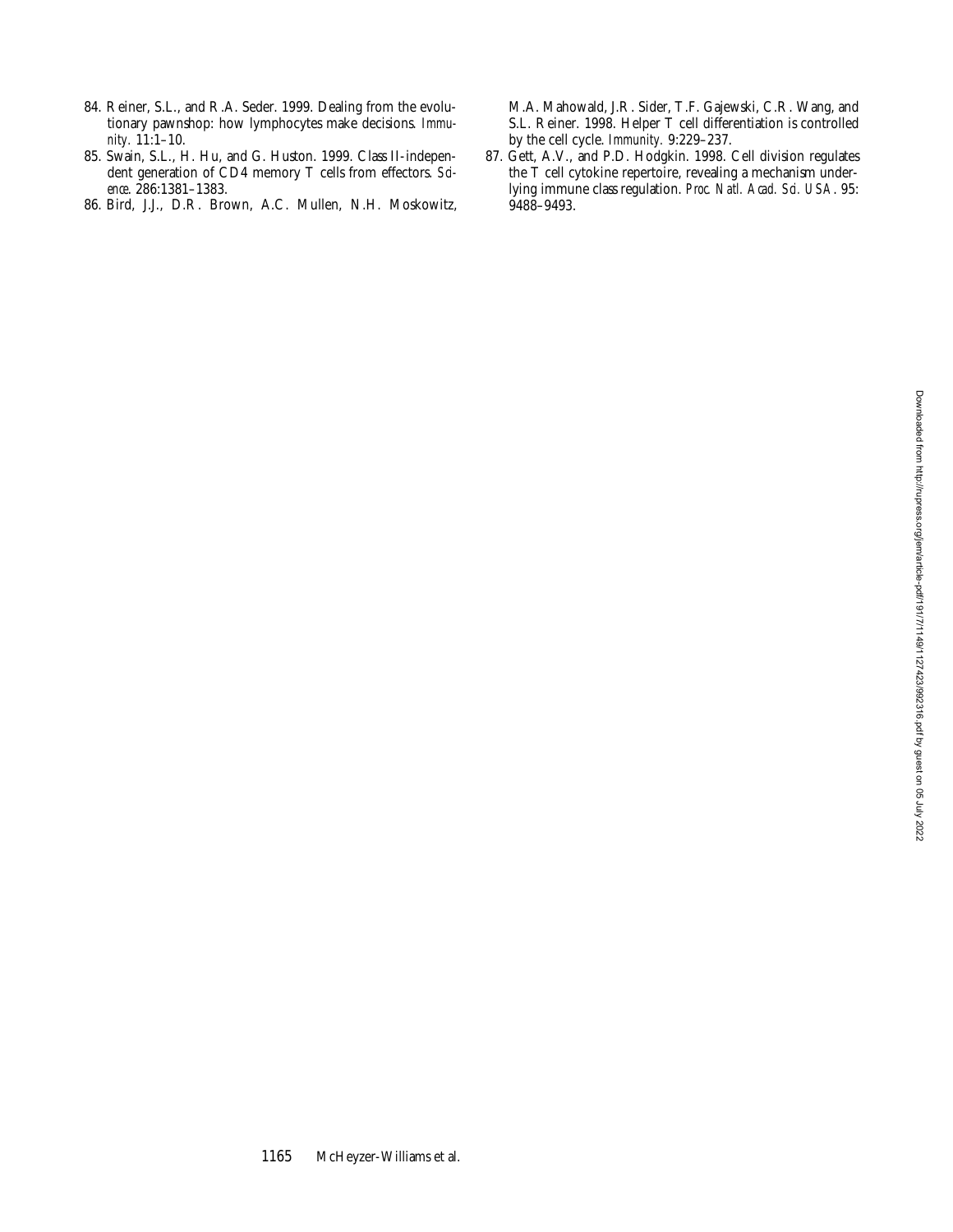84. Reiner, S.L., and R.A. Seder. 1999. Dealing from the evolutionary pawnshop: how lymphocytes make decisions. *Immunity*. 11:1–10.
85. Swain, S.L., H. Hu, and G. Huston. 1999. Class II-independent generation of CD4 memory T cells from effectors. *Science*. 286:1381–1383.
86. Bird, J.J., D.R. Brown, A.C. Mullen, N.H. Moskowitz, M.A. Mahowald, J.R. Sider, T.F. Gajewski, C.R. Wang, and S.L. Reiner. 1998. Helper T cell differentiation is controlled by the cell cycle. *Immunity*. 9:229–237.
87. Gett, A.V., and P.D. Hodgkin. 1998. Cell division regulates the T cell cytokine repertoire, revealing a mechanism underlying immune class regulation. *Proc. Natl. Acad. Sci. USA*. 95: 9488–9493.